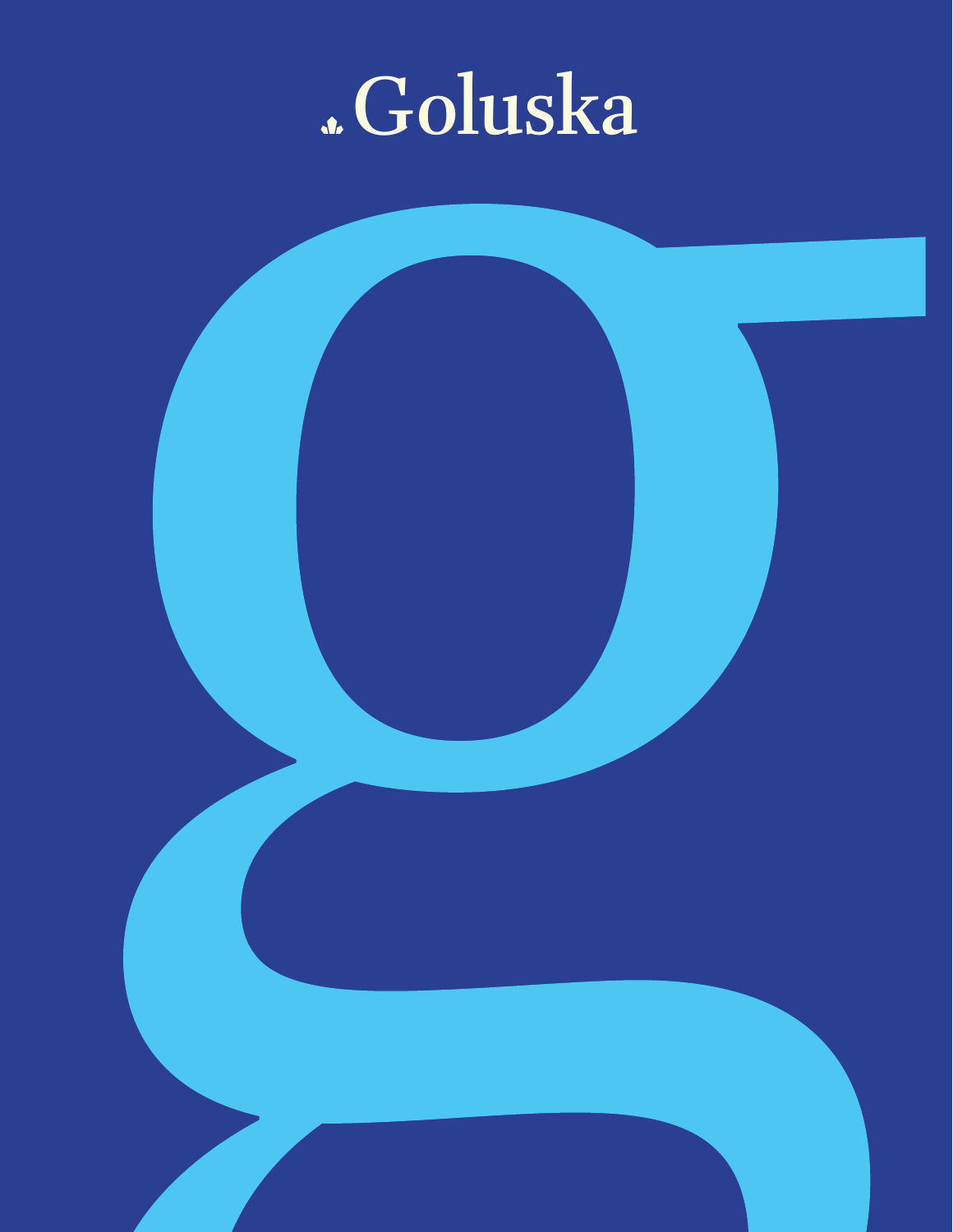# Goluska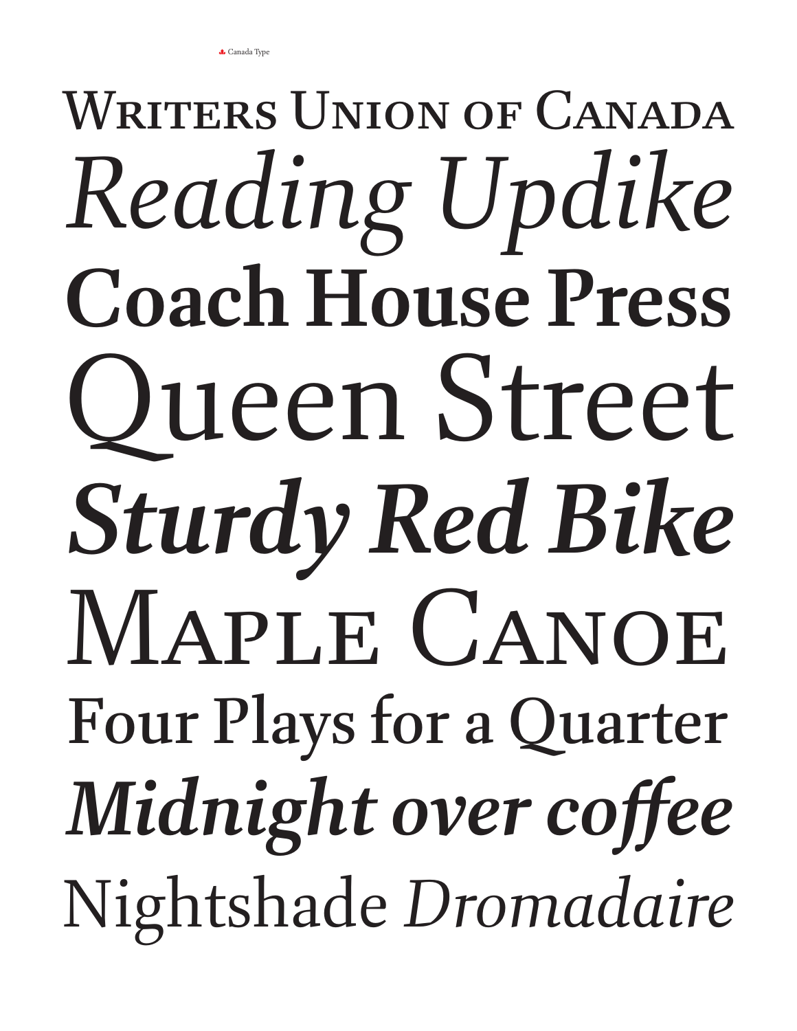Writers Union of Canada

*Reading Updike*

**Coach House Press**

Queen Street

***Sturdy Red Bike***

Maple Canoe

Four Plays for a Quarter

***Midnight over coffee***

Nightshade *Dromadaire*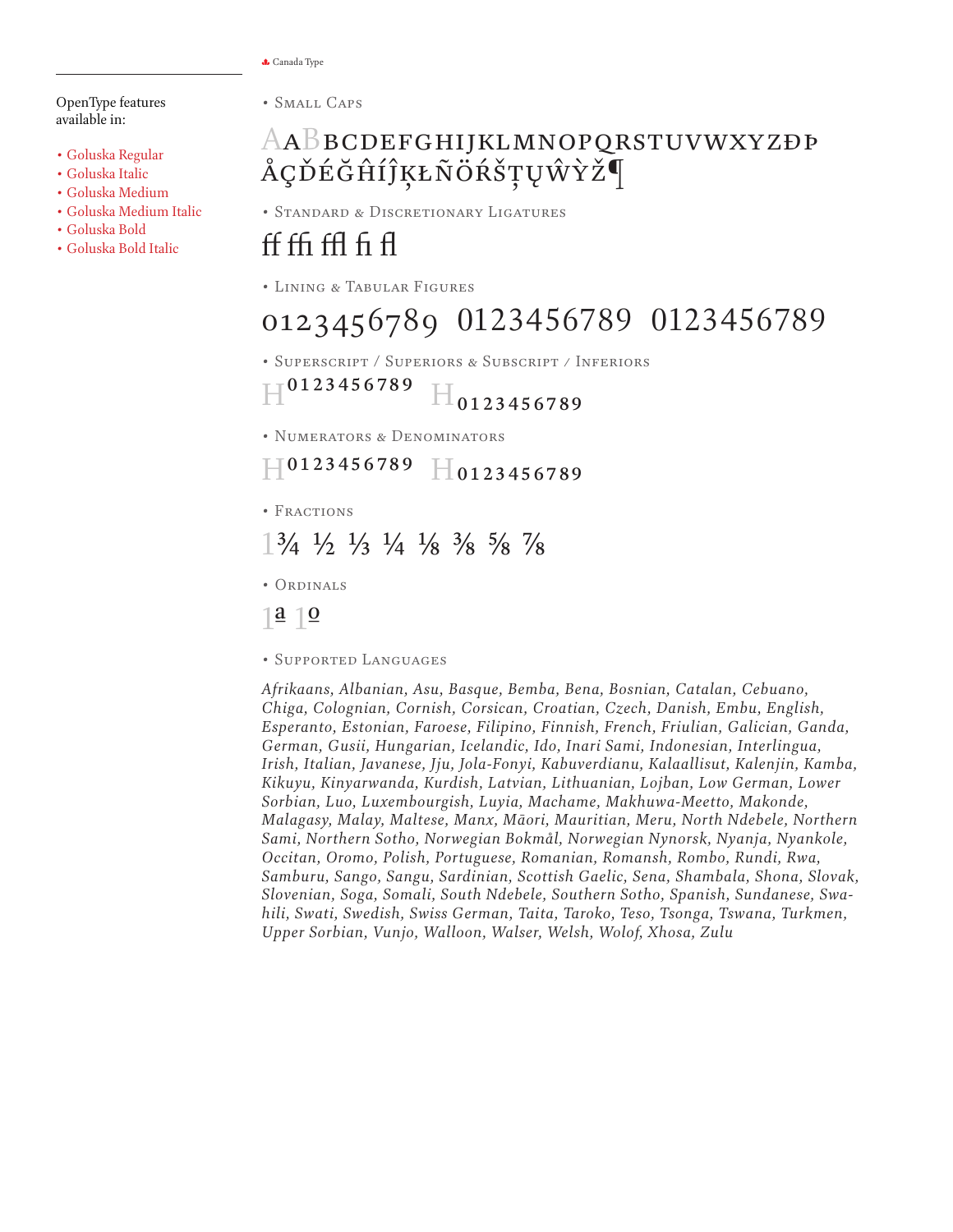OpenType features available in:

- Goluska Regular
- Goluska Italic
- Goluska Medium
- Goluska Medium Italic
- Goluska Bold
- Goluska Bold Italic

• Small Caps

AaBbcdefghijklmnopqrstuvwxyzđþ
åçďéğĥíĵķłñöŕšţųŵỳž¶

• Standard & Discretionary Ligatures

ff ffi ffl fi fl

• Lining & Tabular Figures

0123456789 0123456789 0123456789

• Superscript / Superiors & Subscript / Inferiors

H[0123456789] H0123456789

• Numerators & Denominators

H0123456789 H0123456789

• Fractions

1¾ ½ ⅓ ¼ ⅛ ⅜ ⅝ ⅞

• Ordinals

1ª 1º

• Supported Languages

*Afrikaans, Albanian, Asu, Basque, Bemba, Bena, Bosnian, Catalan, Cebuano, Chiga, Colognian, Cornish, Corsican, Croatian, Czech, Danish, Embu, English, Esperanto, Estonian, Faroese, Filipino, Finnish, French, Friulian, Galician, Ganda, German, Gusii, Hungarian, Icelandic, Ido, Inari Sami, Indonesian, Interlingua, Irish, Italian, Javanese, Jju, Jola-Fonyi, Kabuverdianu, Kalaallisut, Kalenjin, Kamba, Kikuyu, Kinyarwanda, Kurdish, Latvian, Lithuanian, Lojban, Low German, Lower Sorbian, Luo, Luxembourgish, Luyia, Machame, Makhuwa-Meetto, Makonde, Malagasy, Malay, Maltese, Manx, Māori, Mauritian, Meru, North Ndebele, Northern Sami, Northern Sotho, Norwegian Bokmål, Norwegian Nynorsk, Nyanja, Nyankole, Occitan, Oromo, Polish, Portuguese, Romanian, Romansh, Rombo, Rundi, Rwa, Samburu, Sango, Sangu, Sardinian, Scottish Gaelic, Sena, Shambala, Shona, Slovak, Slovenian, Soga, Somali, South Ndebele, Southern Sotho, Spanish, Sundanese, Swahili, Swati, Swedish, Swiss German, Taita, Taroko, Teso, Tsonga, Tswana, Turkmen, Upper Sorbian, Vunjo, Walloon, Walser, Welsh, Wolof, Xhosa, Zulu*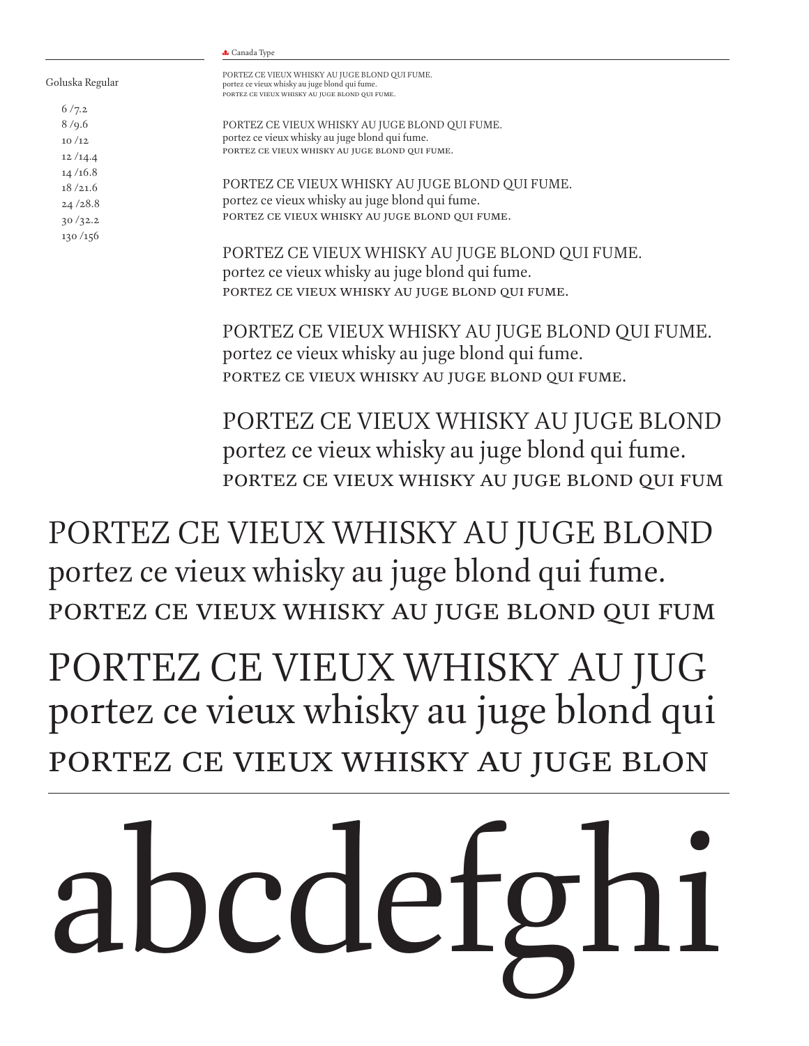Goluska Regular

6 /7.2
8 /9.6
10 /12
12 /14.4
14 /16.8
18 /21.6
24 /28.8
30 /32.2
130 /156

PORTEZ CE VIEUX WHISKY AU JUGE BLOND QUI FUME.
portez ce vieux whisky au juge blond qui fume.
PORTEZ CE VIEUX WHISKY AU JUGE BLOND QUI FUME.

PORTEZ CE VIEUX WHISKY AU JUGE BLOND QUI FUME.
portez ce vieux whisky au juge blond qui fume.
PORTEZ CE VIEUX WHISKY AU JUGE BLOND QUI FUME.

PORTEZ CE VIEUX WHISKY AU JUGE BLOND QUI FUME.
portez ce vieux whisky au juge blond qui fume.
PORTEZ CE VIEUX WHISKY AU JUGE BLOND QUI FUME.

PORTEZ CE VIEUX WHISKY AU JUGE BLOND QUI FUME.
portez ce vieux whisky au juge blond qui fume.
PORTEZ CE VIEUX WHISKY AU JUGE BLOND QUI FUME.

PORTEZ CE VIEUX WHISKY AU JUGE BLOND QUI FUME.
portez ce vieux whisky au juge blond qui fume.
PORTEZ CE VIEUX WHISKY AU JUGE BLOND QUI FUME.

PORTEZ CE VIEUX WHISKY AU JUGE BLOND
portez ce vieux whisky au juge blond qui fume.
PORTEZ CE VIEUX WHISKY AU JUGE BLOND QUI FUM

PORTEZ CE VIEUX WHISKY AU JUGE BLOND
portez ce vieux whisky au juge blond qui fume.
PORTEZ CE VIEUX WHISKY AU JUGE BLOND QUI FUM

PORTEZ CE VIEUX WHISKY AU JUG
portez ce vieux whisky au juge blond qui
PORTEZ CE VIEUX WHISKY AU JUGE BLON

abcdefghi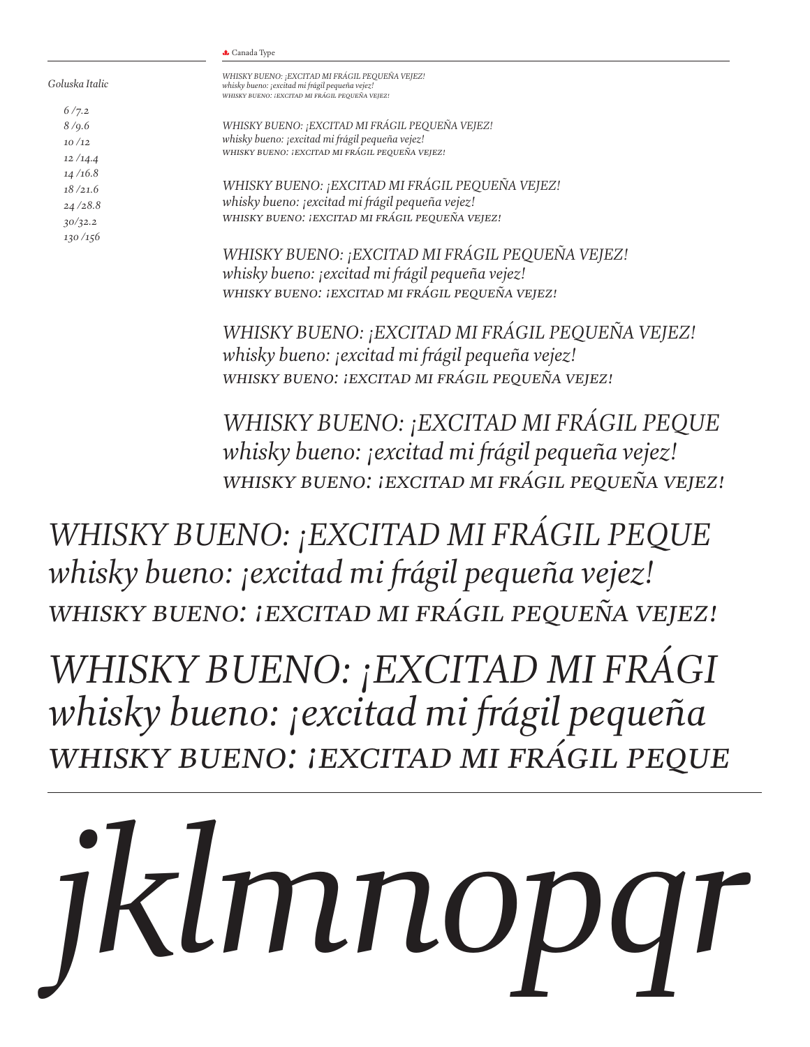Canada Type

*Goluska Italic*

*6/7.2*
*8/9.6*
*10/12*
*12/14.4*
*14/16.8*
*18/21.6*
*24/28.8*
*30/32.2*
*130/156*

*WHISKY BUENO: ¡EXCITAD MI FRÁGIL PEQUEÑA VEJEZ!*
*whisky bueno: ¡excitad mi frágil pequeña vejez!*
*WHISKY BUENO: ¡EXCITAD MI FRÁGIL PEQUEÑA VEJEZ!*

*WHISKY BUENO: ¡EXCITAD MI FRÁGIL PEQUEÑA VEJEZ!*
*whisky bueno: ¡excitad mi frágil pequeña vejez!*
*WHISKY BUENO: ¡EXCITAD MI FRÁGIL PEQUEÑA VEJEZ!*

*WHISKY BUENO: ¡EXCITAD MI FRÁGIL PEQUEÑA VEJEZ!*
*whisky bueno: ¡excitad mi frágil pequeña vejez!*
*WHISKY BUENO: ¡EXCITAD MI FRÁGIL PEQUEÑA VEJEZ!*

*WHISKY BUENO: ¡EXCITAD MI FRÁGIL PEQUEÑA VEJEZ!*
*whisky bueno: ¡excitad mi frágil pequeña vejez!*
*WHISKY BUENO: ¡EXCITAD MI FRÁGIL PEQUEÑA VEJEZ!*

*WHISKY BUENO: ¡EXCITAD MI FRÁGIL PEQUEÑA VEJEZ!*
*whisky bueno: ¡excitad mi frágil pequeña vejez!*
*WHISKY BUENO: ¡EXCITAD MI FRÁGIL PEQUEÑA VEJEZ!*

*WHISKY BUENO: ¡EXCITAD MI FRÁGIL PEQUE*
*whisky bueno: ¡excitad mi frágil pequeña vejez!*
*WHISKY BUENO: ¡EXCITAD MI FRÁGIL PEQUEÑA VEJEZ!*

*WHISKY BUENO: ¡EXCITAD MI FRÁGIL PEQUE*
*whisky bueno: ¡excitad mi frágil pequeña vejez!*
*WHISKY BUENO: ¡EXCITAD MI FRÁGIL PEQUEÑA VEJEZ!*

*WHISKY BUENO: ¡EXCITAD MI FRÁGI*
*whisky bueno: ¡excitad mi frágil pequeña*
*WHISKY BUENO: ¡EXCITAD MI FRÁGIL PEQUE*

*jklmnopqr*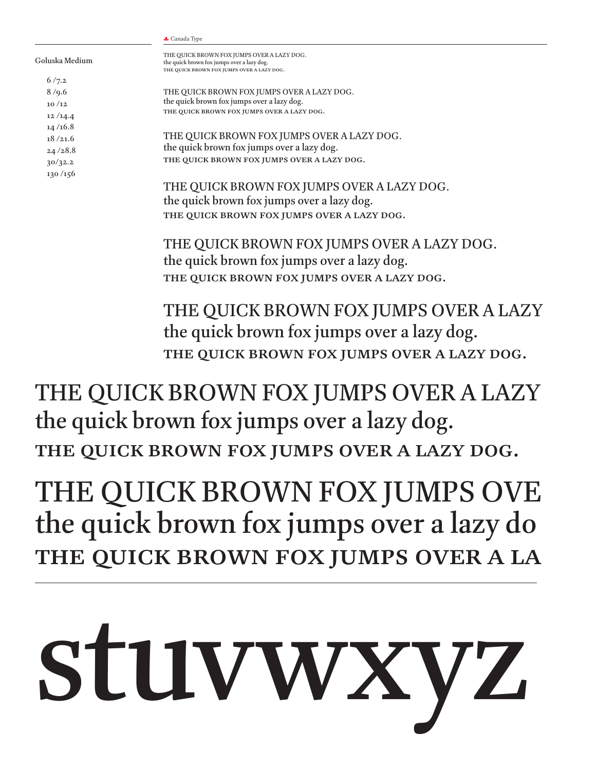Canada Type

Goluska Medium

6 /7.2
8 /9.6
10 /12
12 /14.4
14 /16.8
18 /21.6
24 /28.8
30/32.2
130 /156

THE QUICK BROWN FOX JUMPS OVER A LAZY DOG.
the quick brown fox jumps over a lazy dog.
THE QUICK BROWN FOX JUMPS OVER A LAZY DOG.

THE QUICK BROWN FOX JUMPS OVER A LAZY DOG.
the quick brown fox jumps over a lazy dog.
THE QUICK BROWN FOX JUMPS OVER A LAZY DOG.

THE QUICK BROWN FOX JUMPS OVER A LAZY DOG.
the quick brown fox jumps over a lazy dog.
THE QUICK BROWN FOX JUMPS OVER A LAZY DOG.

THE QUICK BROWN FOX JUMPS OVER A LAZY DOG.
the quick brown fox jumps over a lazy dog.
THE QUICK BROWN FOX JUMPS OVER A LAZY DOG.

THE QUICK BROWN FOX JUMPS OVER A LAZY DOG.
the quick brown fox jumps over a lazy dog.
THE QUICK BROWN FOX JUMPS OVER A LAZY DOG.

THE QUICK BROWN FOX JUMPS OVER A LAZY
the quick brown fox jumps over a lazy dog.
THE QUICK BROWN FOX JUMPS OVER A LAZY DOG.

THE QUICK BROWN FOX JUMPS OVER A LAZY
the quick brown fox jumps over a lazy dog.
THE QUICK BROWN FOX JUMPS OVER A LAZY DOG.

THE QUICK BROWN FOX JUMPS OVE
the quick brown fox jumps over a lazy do
THE QUICK BROWN FOX JUMPS OVER A LA

# stuvwxyz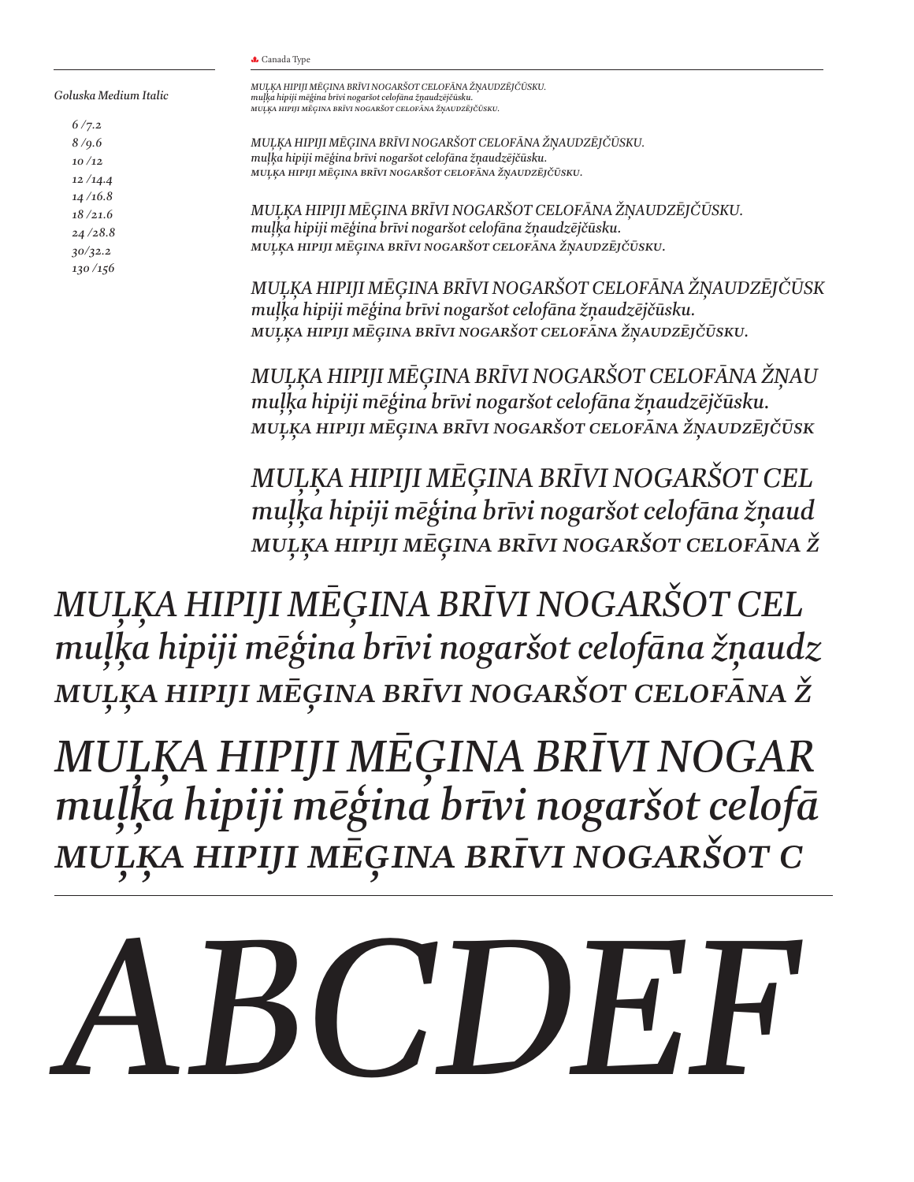Canada Type

*Goluska Medium Italic*

*6/7.2*
*8/9.6*
*10/12*
*12/14.4*
*14/16.8*
*18/21.6*
*24/28.8*
*30/32.2*
*130/156*

*MUĻĶA HIPIJI MĒĢINA BRĪVI NOGARŠOT CELOFĀNA ŽŅAUDZĒJČŪSKU.*
*muļķa hipiji mēģina brīvi nogaršot celofāna žņaudzējčūsku.*
*MUĻĶA HIPIJI MĒĢINA BRĪVI NOGARŠOT CELOFĀNA ŽŅAUDZĒJČŪSKU.*

*MUĻĶA HIPIJI MĒĢINA BRĪVI NOGARŠOT CELOFĀNA ŽŅAUDZĒJČŪSKU.*
*muļķa hipiji mēģina brīvi nogaršot celofāna žņaudzējčūsku.*
*MUĻĶA HIPIJI MĒĢINA BRĪVI NOGARŠOT CELOFĀNA ŽŅAUDZĒJČŪSKU.*

*MUĻĶA HIPIJI MĒĢINA BRĪVI NOGARŠOT CELOFĀNA ŽŅAUDZĒJČŪSKU.*
*muļķa hipiji mēģina brīvi nogaršot celofāna žņaudzējčūsku.*
*MUĻĶA HIPIJI MĒĢINA BRĪVI NOGARŠOT CELOFĀNA ŽŅAUDZĒJČŪSKU.*

*MUĻĶA HIPIJI MĒĢINA BRĪVI NOGARŠOT CELOFĀNA ŽŅAUDZĒJČŪSK*
*muļķa hipiji mēģina brīvi nogaršot celofāna žņaudzējčūsku.*
*MUĻĶA HIPIJI MĒĢINA BRĪVI NOGARŠOT CELOFĀNA ŽŅAUDZĒJČŪSKU.*

*MUĻĶA HIPIJI MĒĢINA BRĪVI NOGARŠOT CELOFĀNA ŽŅAU*
*muļķa hipiji mēģina brīvi nogaršot celofāna žņaudzējčūsku.*
*MUĻĶA HIPIJI MĒĢINA BRĪVI NOGARŠOT CELOFĀNA ŽŅAUDZĒJČŪSK*

*MUĻĶA HIPIJI MĒĢINA BRĪVI NOGARŠOT CEL*
*muļķa hipiji mēģina brīvi nogaršot celofāna žņaud*
*MUĻĶA HIPIJI MĒĢINA BRĪVI NOGARŠOT CELOFĀNA Ž*

*MUĻĶA HIPIJI MĒĢINA BRĪVI NOGARŠOT CEL*
*muļķa hipiji mēģina brīvi nogaršot celofāna žņaudz*
*MUĻĶA HIPIJI MĒĢINA BRĪVI NOGARŠOT CELOFĀNA Ž*

*MUĻĶA HIPIJI MĒĢINA BRĪVI NOGAR*
*muļķa hipiji mēģina brīvi nogaršot celofā*
*MUĻĶA HIPIJI MĒĢINA BRĪVI NOGARŠOT C*

*ABCDEF*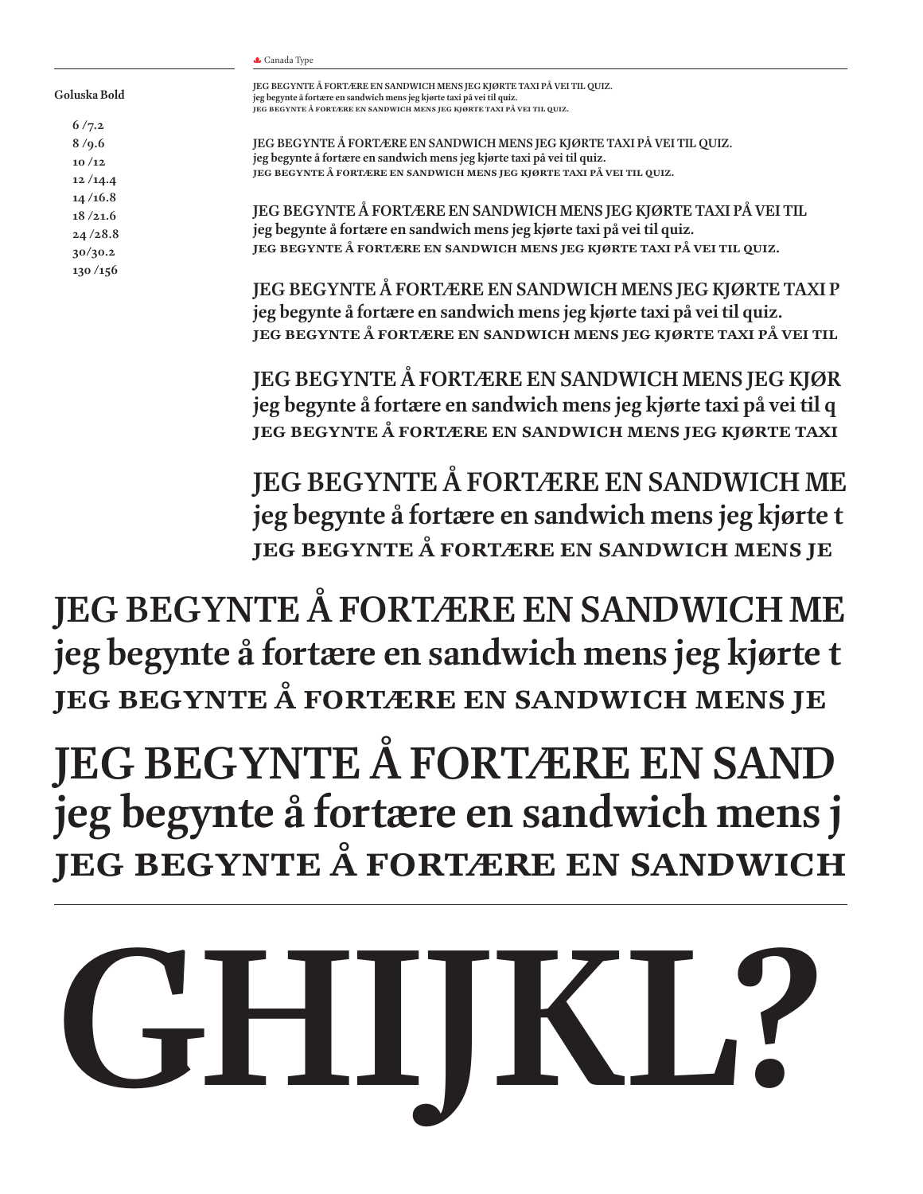Canada Type

**Goluska Bold**

6 /7.2
8 /9.6
10 /12
12 /14.4
14 /16.8
18 /21.6
24 /28.8
30/30.2
130 /156

**JEG BEGYNTE Å FORTÆRE EN SANDWICH MENS JEG KJØRTE TAXI PÅ VEI TIL QUIZ.**
**jeg begynte å fortære en sandwich mens jeg kjørte taxi på vei til quiz.**
**JEG BEGYNTE Å FORTÆRE EN SANDWICH MENS JEG KJØRTE TAXI PÅ VEI TIL QUIZ.**

**JEG BEGYNTE Å FORTÆRE EN SANDWICH MENS JEG KJØRTE TAXI PÅ VEI TIL QUIZ.**
**jeg begynte å fortære en sandwich mens jeg kjørte taxi på vei til quiz.**
**JEG BEGYNTE Å FORTÆRE EN SANDWICH MENS JEG KJØRTE TAXI PÅ VEI TIL QUIZ.**

**JEG BEGYNTE Å FORTÆRE EN SANDWICH MENS JEG KJØRTE TAXI PÅ VEI TIL**
**jeg begynte å fortære en sandwich mens jeg kjørte taxi på vei til quiz.**
**JEG BEGYNTE Å FORTÆRE EN SANDWICH MENS JEG KJØRTE TAXI PÅ VEI TIL QUIZ.**

**JEG BEGYNTE Å FORTÆRE EN SANDWICH MENS JEG KJØRTE TAXI P**
**jeg begynte å fortære en sandwich mens jeg kjørte taxi på vei til quiz.**
**JEG BEGYNTE Å FORTÆRE EN SANDWICH MENS JEG KJØRTE TAXI PÅ VEI TIL**

**JEG BEGYNTE Å FORTÆRE EN SANDWICH MENS JEG KJØR**
**jeg begynte å fortære en sandwich mens jeg kjørte taxi på vei til q**
**JEG BEGYNTE Å FORTÆRE EN SANDWICH MENS JEG KJØRTE TAXI**

**JEG BEGYNTE Å FORTÆRE EN SANDWICH ME**
**jeg begynte å fortære en sandwich mens jeg kjørte t**
**JEG BEGYNTE Å FORTÆRE EN SANDWICH MENS JE**

**JEG BEGYNTE Å FORTÆRE EN SANDWICH ME**
**jeg begynte å fortære en sandwich mens jeg kjørte t**
**JEG BEGYNTE Å FORTÆRE EN SANDWICH MENS JE**

**JEG BEGYNTE Å FORTÆRE EN SAND**
**jeg begynte å fortære en sandwich mens j**
**JEG BEGYNTE Å FORTÆRE EN SANDWICH**

# GHIJKL?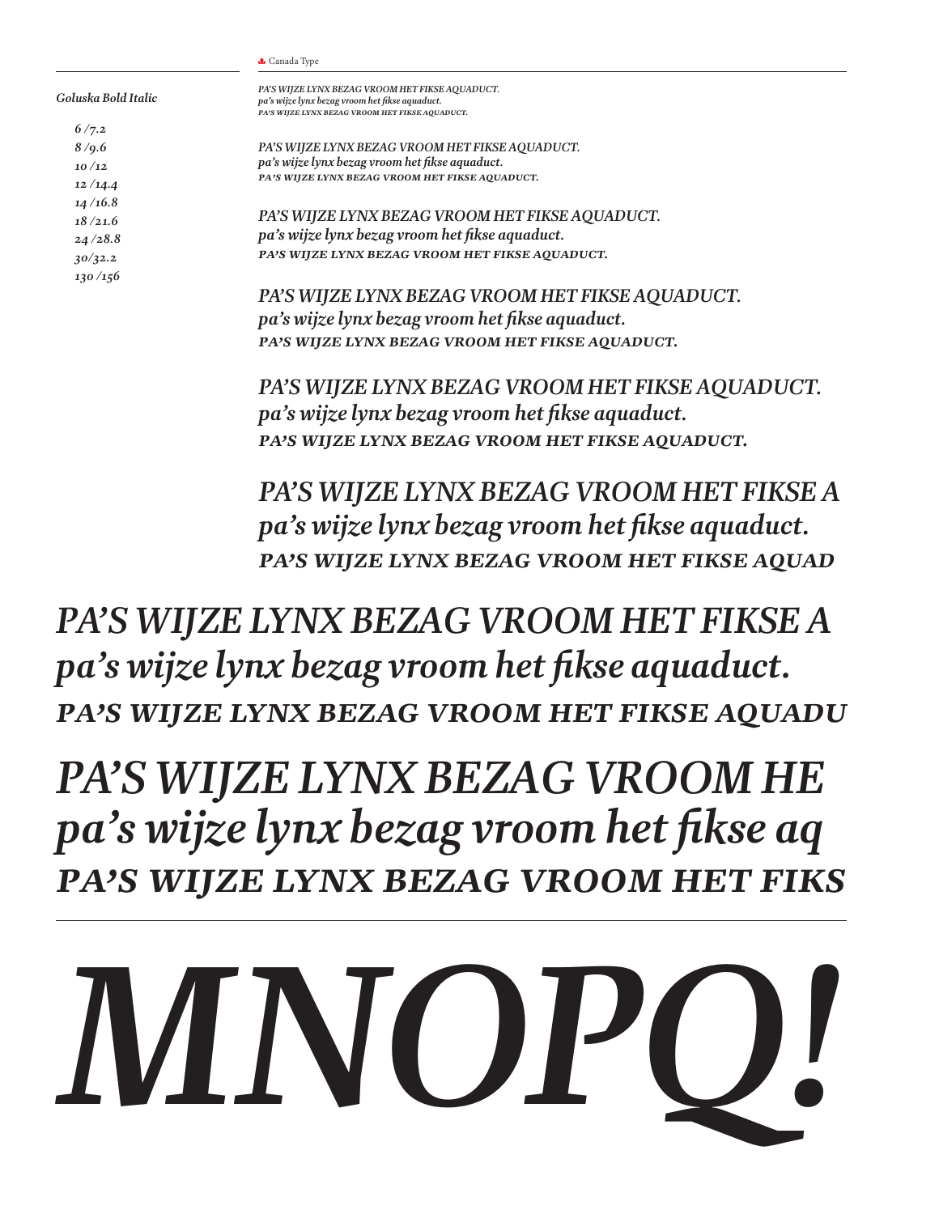Goluska Bold Italic

6 /7.2
8 /9.6
10 /12
12 /14.4
14 /16.8
18 /21.6
24 /28.8
30/32.2
130 /156

*PA'S WIJZE LYNX BEZAG VROOM HET FIKSE AQUADUCT.*
*pa's wijze lynx bezag vroom het fikse aquaduct.*
*PA'S WIJZE LYNX BEZAG VROOM HET FIKSE AQUADUCT.*

*PA'S WIJZE LYNX BEZAG VROOM HET FIKSE AQUADUCT.*
*pa's wijze lynx bezag vroom het fikse aquaduct.*
*PA'S WIJZE LYNX BEZAG VROOM HET FIKSE AQUADUCT.*

*PA'S WIJZE LYNX BEZAG VROOM HET FIKSE AQUADUCT.*
*pa's wijze lynx bezag vroom het fikse aquaduct.*
*PA'S WIJZE LYNX BEZAG VROOM HET FIKSE AQUADUCT.*

*PA'S WIJZE LYNX BEZAG VROOM HET FIKSE AQUADUCT.*
*pa's wijze lynx bezag vroom het fikse aquaduct.*
*PA'S WIJZE LYNX BEZAG VROOM HET FIKSE AQUADUCT.*

*PA'S WIJZE LYNX BEZAG VROOM HET FIKSE AQUADUCT.*
*pa's wijze lynx bezag vroom het fikse aquaduct.*
*PA'S WIJZE LYNX BEZAG VROOM HET FIKSE AQUADUCT.*

*PA'S WIJZE LYNX BEZAG VROOM HET FIKSE A*
*pa's wijze lynx bezag vroom het fikse aquaduct.*
*PA'S WIJZE LYNX BEZAG VROOM HET FIKSE AQUAD*

*PA'S WIJZE LYNX BEZAG VROOM HET FIKSE A*
*pa's wijze lynx bezag vroom het fikse aquaduct.*
*PA'S WIJZE LYNX BEZAG VROOM HET FIKSE AQUADU*

*PA'S WIJZE LYNX BEZAG VROOM HE*
*pa's wijze lynx bezag vroom het fikse aq*
*PA'S WIJZE LYNX BEZAG VROOM HET FIKS*

***MNOPQ!***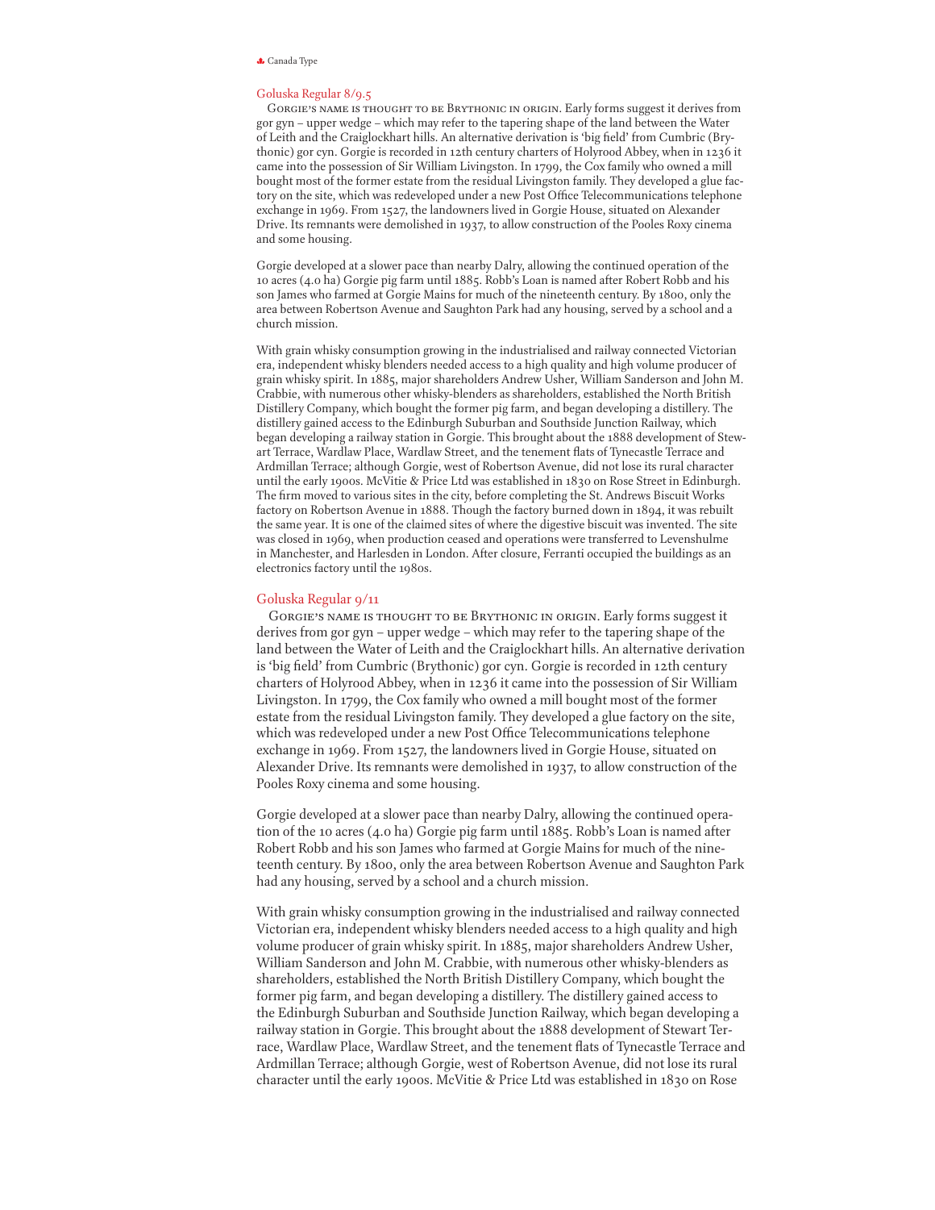## Goluska Regular 8/9.5

Gorgie's name is thought to be Brythonic in origin. Early forms suggest it derives from gor gyn – upper wedge – which may refer to the tapering shape of the land between the Water of Leith and the Craiglockhart hills. An alternative derivation is 'big field' from Cumbric (Brythonic) gor cyn. Gorgie is recorded in 12th century charters of Holyrood Abbey, when in 1236 it came into the possession of Sir William Livingston. In 1799, the Cox family who owned a mill bought most of the former estate from the residual Livingston family. They developed a glue factory on the site, which was redeveloped under a new Post Office Telecommunications telephone exchange in 1969. From 1527, the landowners lived in Gorgie House, situated on Alexander Drive. Its remnants were demolished in 1937, to allow construction of the Pooles Roxy cinema and some housing.

Gorgie developed at a slower pace than nearby Dalry, allowing the continued operation of the 10 acres (4.0 ha) Gorgie pig farm until 1885. Robb's Loan is named after Robert Robb and his son James who farmed at Gorgie Mains for much of the nineteenth century. By 1800, only the area between Robertson Avenue and Saughton Park had any housing, served by a school and a church mission.

With grain whisky consumption growing in the industrialised and railway connected Victorian era, independent whisky blenders needed access to a high quality and high volume producer of grain whisky spirit. In 1885, major shareholders Andrew Usher, William Sanderson and John M. Crabbie, with numerous other whisky-blenders as shareholders, established the North British Distillery Company, which bought the former pig farm, and began developing a distillery. The distillery gained access to the Edinburgh Suburban and Southside Junction Railway, which began developing a railway station in Gorgie. This brought about the 1888 development of Stewart Terrace, Wardlaw Place, Wardlaw Street, and the tenement flats of Tynecastle Terrace and Ardmillan Terrace; although Gorgie, west of Robertson Avenue, did not lose its rural character until the early 1900s. McVitie & Price Ltd was established in 1830 on Rose Street in Edinburgh. The firm moved to various sites in the city, before completing the St. Andrews Biscuit Works factory on Robertson Avenue in 1888. Though the factory burned down in 1894, it was rebuilt the same year. It is one of the claimed sites of where the digestive biscuit was invented. The site was closed in 1969, when production ceased and operations were transferred to Levenshulme in Manchester, and Harlesden in London. After closure, Ferranti occupied the buildings as an electronics factory until the 1980s.

## Goluska Regular 9/11

Gorgie's name is thought to be Brythonic in origin. Early forms suggest it derives from gor gyn – upper wedge – which may refer to the tapering shape of the land between the Water of Leith and the Craiglockhart hills. An alternative derivation is 'big field' from Cumbric (Brythonic) gor cyn. Gorgie is recorded in 12th century charters of Holyrood Abbey, when in 1236 it came into the possession of Sir William Livingston. In 1799, the Cox family who owned a mill bought most of the former estate from the residual Livingston family. They developed a glue factory on the site, which was redeveloped under a new Post Office Telecommunications telephone exchange in 1969. From 1527, the landowners lived in Gorgie House, situated on Alexander Drive. Its remnants were demolished in 1937, to allow construction of the Pooles Roxy cinema and some housing.

Gorgie developed at a slower pace than nearby Dalry, allowing the continued operation of the 10 acres (4.0 ha) Gorgie pig farm until 1885. Robb's Loan is named after Robert Robb and his son James who farmed at Gorgie Mains for much of the nineteenth century. By 1800, only the area between Robertson Avenue and Saughton Park had any housing, served by a school and a church mission.

With grain whisky consumption growing in the industrialised and railway connected Victorian era, independent whisky blenders needed access to a high quality and high volume producer of grain whisky spirit. In 1885, major shareholders Andrew Usher, William Sanderson and John M. Crabbie, with numerous other whisky-blenders as shareholders, established the North British Distillery Company, which bought the former pig farm, and began developing a distillery. The distillery gained access to the Edinburgh Suburban and Southside Junction Railway, which began developing a railway station in Gorgie. This brought about the 1888 development of Stewart Terrace, Wardlaw Place, Wardlaw Street, and the tenement flats of Tynecastle Terrace and Ardmillan Terrace; although Gorgie, west of Robertson Avenue, did not lose its rural character until the early 1900s. McVitie & Price Ltd was established in 1830 on Rose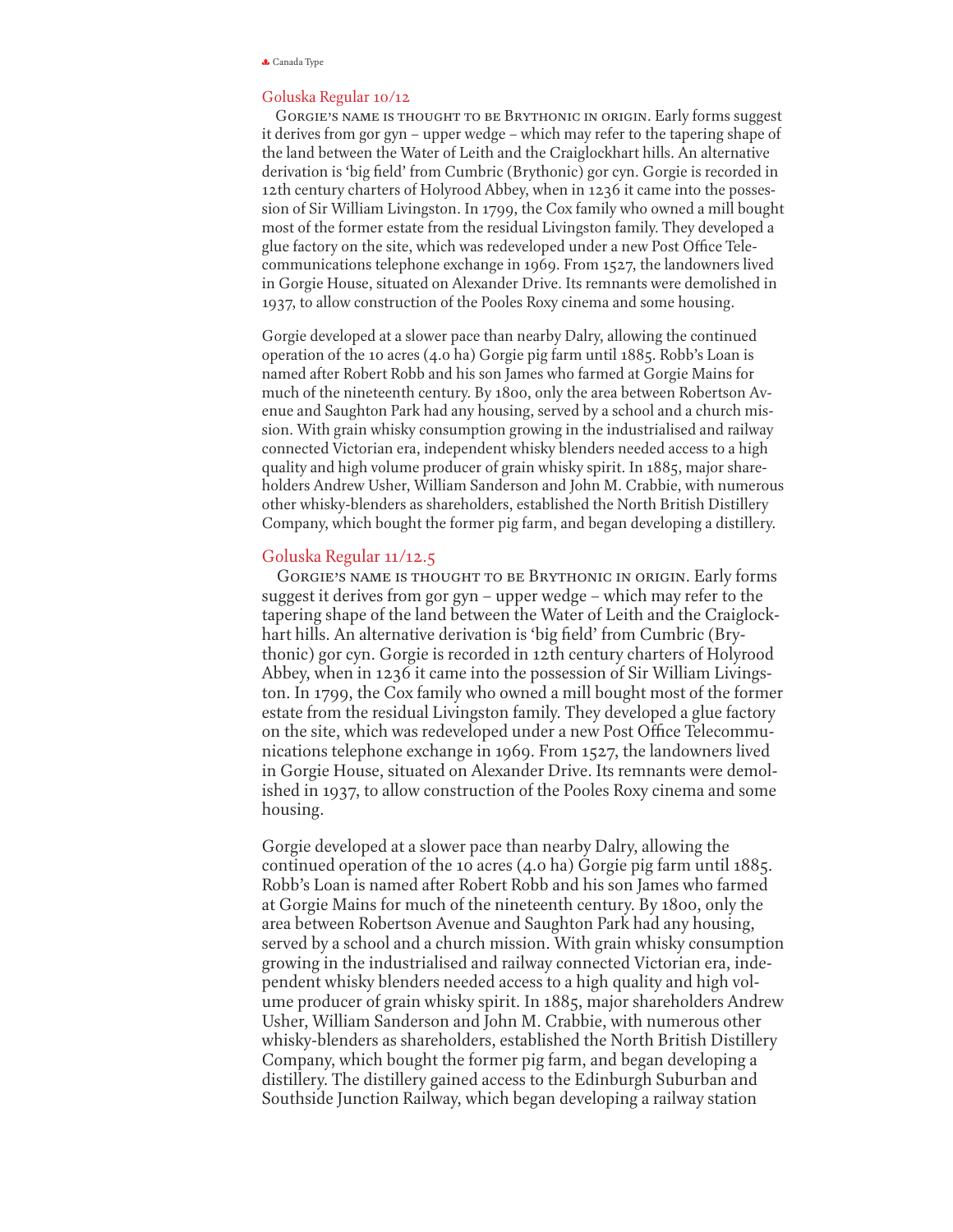## Goluska Regular 10/12

Gorgie's name is thought to be Brythonic in origin. Early forms suggest it derives from gor gyn – upper wedge – which may refer to the tapering shape of the land between the Water of Leith and the Craiglockhart hills. An alternative derivation is 'big field' from Cumbric (Brythonic) gor cyn. Gorgie is recorded in 12th century charters of Holyrood Abbey, when in 1236 it came into the possession of Sir William Livingston. In 1799, the Cox family who owned a mill bought most of the former estate from the residual Livingston family. They developed a glue factory on the site, which was redeveloped under a new Post Office Telecommunications telephone exchange in 1969. From 1527, the landowners lived in Gorgie House, situated on Alexander Drive. Its remnants were demolished in 1937, to allow construction of the Pooles Roxy cinema and some housing.

Gorgie developed at a slower pace than nearby Dalry, allowing the continued operation of the 10 acres (4.0 ha) Gorgie pig farm until 1885. Robb's Loan is named after Robert Robb and his son James who farmed at Gorgie Mains for much of the nineteenth century. By 1800, only the area between Robertson Avenue and Saughton Park had any housing, served by a school and a church mission. With grain whisky consumption growing in the industrialised and railway connected Victorian era, independent whisky blenders needed access to a high quality and high volume producer of grain whisky spirit. In 1885, major shareholders Andrew Usher, William Sanderson and John M. Crabbie, with numerous other whisky-blenders as shareholders, established the North British Distillery Company, which bought the former pig farm, and began developing a distillery.

## Goluska Regular 11/12.5

Gorgie's name is thought to be Brythonic in origin. Early forms suggest it derives from gor gyn – upper wedge – which may refer to the tapering shape of the land between the Water of Leith and the Craiglockhart hills. An alternative derivation is 'big field' from Cumbric (Brythonic) gor cyn. Gorgie is recorded in 12th century charters of Holyrood Abbey, when in 1236 it came into the possession of Sir William Livingston. In 1799, the Cox family who owned a mill bought most of the former estate from the residual Livingston family. They developed a glue factory on the site, which was redeveloped under a new Post Office Telecommunications telephone exchange in 1969. From 1527, the landowners lived in Gorgie House, situated on Alexander Drive. Its remnants were demolished in 1937, to allow construction of the Pooles Roxy cinema and some housing.

Gorgie developed at a slower pace than nearby Dalry, allowing the continued operation of the 10 acres (4.0 ha) Gorgie pig farm until 1885. Robb's Loan is named after Robert Robb and his son James who farmed at Gorgie Mains for much of the nineteenth century. By 1800, only the area between Robertson Avenue and Saughton Park had any housing, served by a school and a church mission. With grain whisky consumption growing in the industrialised and railway connected Victorian era, independent whisky blenders needed access to a high quality and high volume producer of grain whisky spirit. In 1885, major shareholders Andrew Usher, William Sanderson and John M. Crabbie, with numerous other whisky-blenders as shareholders, established the North British Distillery Company, which bought the former pig farm, and began developing a distillery. The distillery gained access to the Edinburgh Suburban and Southside Junction Railway, which began developing a railway station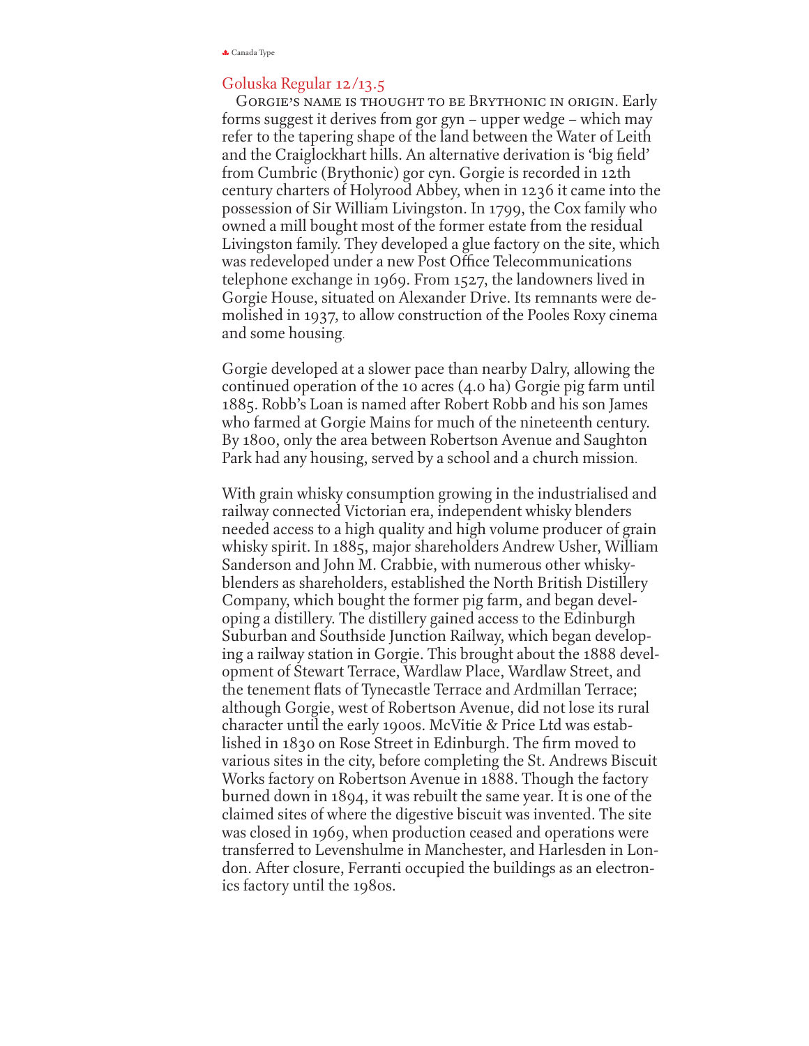## Goluska Regular 12/13.5

Gorgie's name is thought to be Brythonic in origin. Early forms suggest it derives from gor gyn – upper wedge – which may refer to the tapering shape of the land between the Water of Leith and the Craiglockhart hills. An alternative derivation is 'big field' from Cumbric (Brythonic) gor cyn. Gorgie is recorded in 12th century charters of Holyrood Abbey, when in 1236 it came into the possession of Sir William Livingston. In 1799, the Cox family who owned a mill bought most of the former estate from the residual Livingston family. They developed a glue factory on the site, which was redeveloped under a new Post Office Telecommunications telephone exchange in 1969. From 1527, the landowners lived in Gorgie House, situated on Alexander Drive. Its remnants were demolished in 1937, to allow construction of the Pooles Roxy cinema and some housing.

Gorgie developed at a slower pace than nearby Dalry, allowing the continued operation of the 10 acres (4.0 ha) Gorgie pig farm until 1885. Robb's Loan is named after Robert Robb and his son James who farmed at Gorgie Mains for much of the nineteenth century. By 1800, only the area between Robertson Avenue and Saughton Park had any housing, served by a school and a church mission.

With grain whisky consumption growing in the industrialised and railway connected Victorian era, independent whisky blenders needed access to a high quality and high volume producer of grain whisky spirit. In 1885, major shareholders Andrew Usher, William Sanderson and John M. Crabbie, with numerous other whisky-blenders as shareholders, established the North British Distillery Company, which bought the former pig farm, and began developing a distillery. The distillery gained access to the Edinburgh Suburban and Southside Junction Railway, which began developing a railway station in Gorgie. This brought about the 1888 development of Stewart Terrace, Wardlaw Place, Wardlaw Street, and the tenement flats of Tynecastle Terrace and Ardmillan Terrace; although Gorgie, west of Robertson Avenue, did not lose its rural character until the early 1900s. McVitie & Price Ltd was established in 1830 on Rose Street in Edinburgh. The firm moved to various sites in the city, before completing the St. Andrews Biscuit Works factory on Robertson Avenue in 1888. Though the factory burned down in 1894, it was rebuilt the same year. It is one of the claimed sites of where the digestive biscuit was invented. The site was closed in 1969, when production ceased and operations were transferred to Levenshulme in Manchester, and Harlesden in London. After closure, Ferranti occupied the buildings as an electronics factory until the 1980s.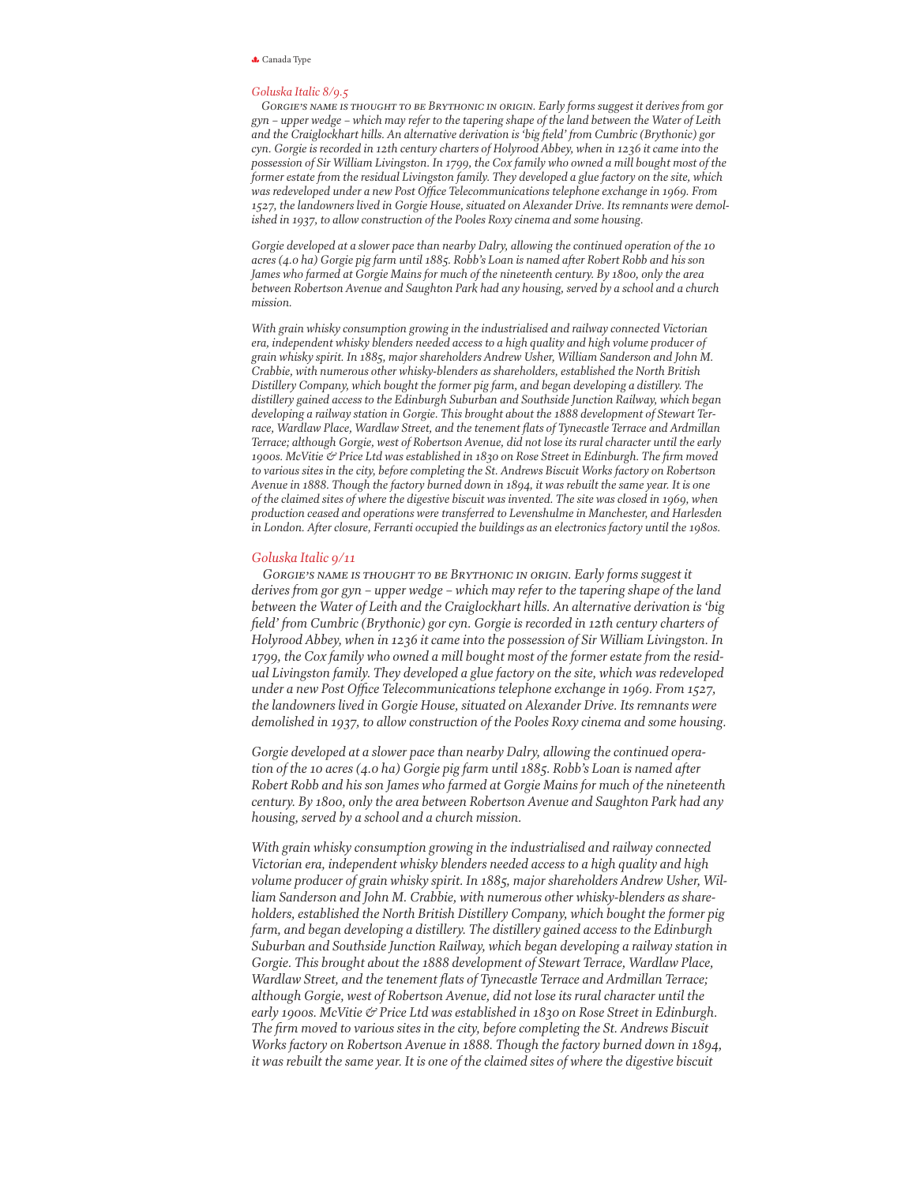## *Goluska Italic 8/9.5*

*Gorgie's name is thought to be Brythonic in origin. Early forms suggest it derives from gor gyn – upper wedge – which may refer to the tapering shape of the land between the Water of Leith and the Craiglockhart hills. An alternative derivation is 'big field' from Cumbric (Brythonic) gor cyn. Gorgie is recorded in 12th century charters of Holyrood Abbey, when in 1236 it came into the possession of Sir William Livingston. In 1799, the Cox family who owned a mill bought most of the former estate from the residual Livingston family. They developed a glue factory on the site, which was redeveloped under a new Post Office Telecommunications telephone exchange in 1969. From 1527, the landowners lived in Gorgie House, situated on Alexander Drive. Its remnants were demolished in 1937, to allow construction of the Pooles Roxy cinema and some housing.*

*Gorgie developed at a slower pace than nearby Dalry, allowing the continued operation of the 10 acres (4.0 ha) Gorgie pig farm until 1885. Robb's Loan is named after Robert Robb and his son James who farmed at Gorgie Mains for much of the nineteenth century. By 1800, only the area between Robertson Avenue and Saughton Park had any housing, served by a school and a church mission.*

*With grain whisky consumption growing in the industrialised and railway connected Victorian era, independent whisky blenders needed access to a high quality and high volume producer of grain whisky spirit. In 1885, major shareholders Andrew Usher, William Sanderson and John M. Crabbie, with numerous other whisky-blenders as shareholders, established the North British Distillery Company, which bought the former pig farm, and began developing a distillery. The distillery gained access to the Edinburgh Suburban and Southside Junction Railway, which began developing a railway station in Gorgie. This brought about the 1888 development of Stewart Terrace, Wardlaw Place, Wardlaw Street, and the tenement flats of Tynecastle Terrace and Ardmillan Terrace; although Gorgie, west of Robertson Avenue, did not lose its rural character until the early 1900s. McVitie & Price Ltd was established in 1830 on Rose Street in Edinburgh. The firm moved to various sites in the city, before completing the St. Andrews Biscuit Works factory on Robertson Avenue in 1888. Though the factory burned down in 1894, it was rebuilt the same year. It is one of the claimed sites of where the digestive biscuit was invented. The site was closed in 1969, when production ceased and operations were transferred to Levenshulme in Manchester, and Harlesden in London. After closure, Ferranti occupied the buildings as an electronics factory until the 1980s.*

## *Goluska Italic 9/11*

*Gorgie's name is thought to be Brythonic in origin. Early forms suggest it derives from gor gyn – upper wedge – which may refer to the tapering shape of the land between the Water of Leith and the Craiglockhart hills. An alternative derivation is 'big field' from Cumbric (Brythonic) gor cyn. Gorgie is recorded in 12th century charters of Holyrood Abbey, when in 1236 it came into the possession of Sir William Livingston. In 1799, the Cox family who owned a mill bought most of the former estate from the residual Livingston family. They developed a glue factory on the site, which was redeveloped under a new Post Office Telecommunications telephone exchange in 1969. From 1527, the landowners lived in Gorgie House, situated on Alexander Drive. Its remnants were demolished in 1937, to allow construction of the Pooles Roxy cinema and some housing.*

*Gorgie developed at a slower pace than nearby Dalry, allowing the continued operation of the 10 acres (4.0 ha) Gorgie pig farm until 1885. Robb's Loan is named after Robert Robb and his son James who farmed at Gorgie Mains for much of the nineteenth century. By 1800, only the area between Robertson Avenue and Saughton Park had any housing, served by a school and a church mission.*

*With grain whisky consumption growing in the industrialised and railway connected Victorian era, independent whisky blenders needed access to a high quality and high volume producer of grain whisky spirit. In 1885, major shareholders Andrew Usher, William Sanderson and John M. Crabbie, with numerous other whisky-blenders as shareholders, established the North British Distillery Company, which bought the former pig farm, and began developing a distillery. The distillery gained access to the Edinburgh Suburban and Southside Junction Railway, which began developing a railway station in Gorgie. This brought about the 1888 development of Stewart Terrace, Wardlaw Place, Wardlaw Street, and the tenement flats of Tynecastle Terrace and Ardmillan Terrace; although Gorgie, west of Robertson Avenue, did not lose its rural character until the early 1900s. McVitie & Price Ltd was established in 1830 on Rose Street in Edinburgh. The firm moved to various sites in the city, before completing the St. Andrews Biscuit Works factory on Robertson Avenue in 1888. Though the factory burned down in 1894, it was rebuilt the same year. It is one of the claimed sites of where the digestive biscuit*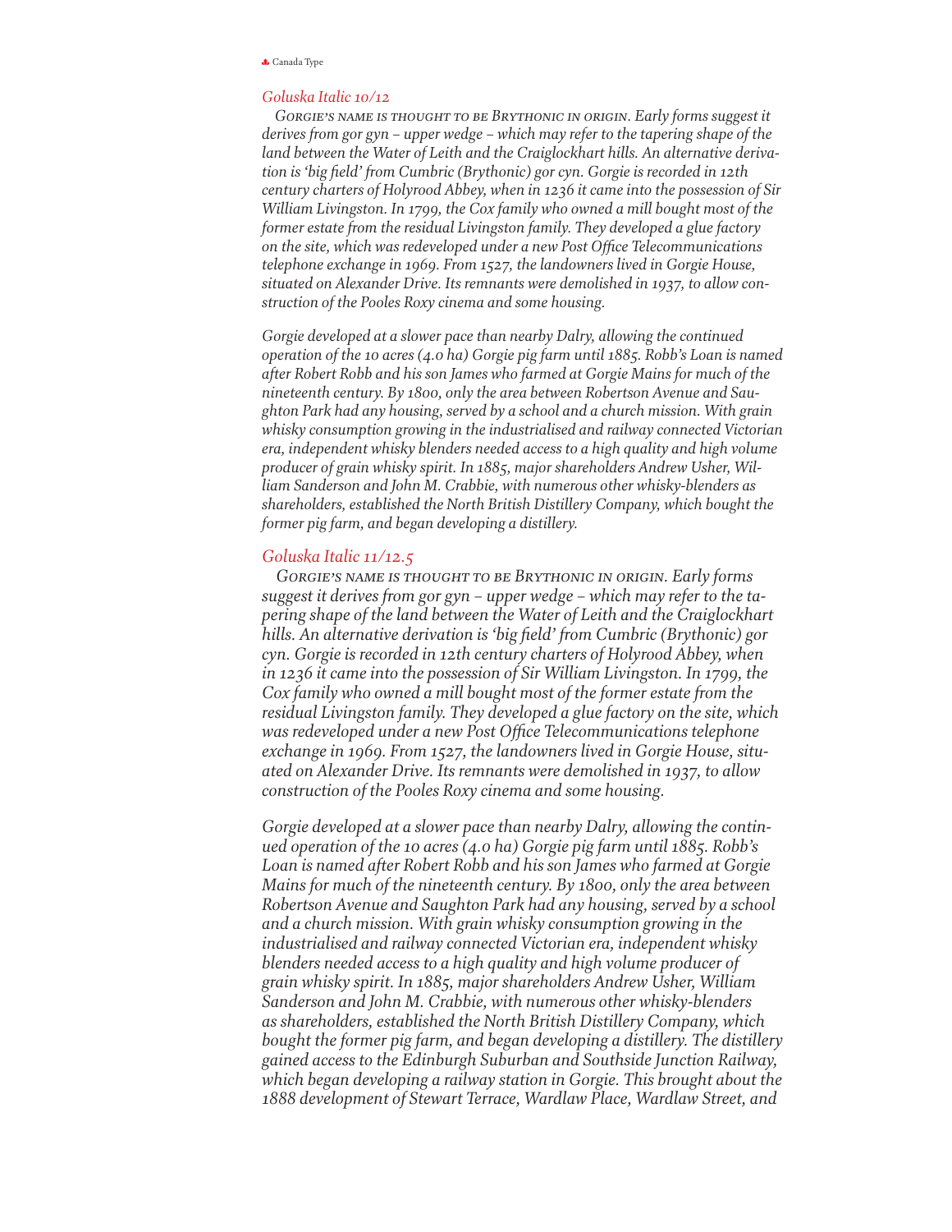## *Goluska Italic 10/12*

*Gorgie's name is thought to be Brythonic in origin. Early forms suggest it derives from gor gyn – upper wedge – which may refer to the tapering shape of the land between the Water of Leith and the Craiglockhart hills. An alternative derivation is 'big field' from Cumbric (Brythonic) gor cyn. Gorgie is recorded in 12th century charters of Holyrood Abbey, when in 1236 it came into the possession of Sir William Livingston. In 1799, the Cox family who owned a mill bought most of the former estate from the residual Livingston family. They developed a glue factory on the site, which was redeveloped under a new Post Office Telecommunications telephone exchange in 1969. From 1527, the landowners lived in Gorgie House, situated on Alexander Drive. Its remnants were demolished in 1937, to allow construction of the Pooles Roxy cinema and some housing.*

*Gorgie developed at a slower pace than nearby Dalry, allowing the continued operation of the 10 acres (4.0 ha) Gorgie pig farm until 1885. Robb's Loan is named after Robert Robb and his son James who farmed at Gorgie Mains for much of the nineteenth century. By 1800, only the area between Robertson Avenue and Saughton Park had any housing, served by a school and a church mission. With grain whisky consumption growing in the industrialised and railway connected Victorian era, independent whisky blenders needed access to a high quality and high volume producer of grain whisky spirit. In 1885, major shareholders Andrew Usher, William Sanderson and John M. Crabbie, with numerous other whisky-blenders as shareholders, established the North British Distillery Company, which bought the former pig farm, and began developing a distillery.*

## *Goluska Italic 11/12.5*

*Gorgie's name is thought to be Brythonic in origin. Early forms suggest it derives from gor gyn – upper wedge – which may refer to the tapering shape of the land between the Water of Leith and the Craiglockhart hills. An alternative derivation is 'big field' from Cumbric (Brythonic) gor cyn. Gorgie is recorded in 12th century charters of Holyrood Abbey, when in 1236 it came into the possession of Sir William Livingston. In 1799, the Cox family who owned a mill bought most of the former estate from the residual Livingston family. They developed a glue factory on the site, which was redeveloped under a new Post Office Telecommunications telephone exchange in 1969. From 1527, the landowners lived in Gorgie House, situated on Alexander Drive. Its remnants were demolished in 1937, to allow construction of the Pooles Roxy cinema and some housing.*

*Gorgie developed at a slower pace than nearby Dalry, allowing the continued operation of the 10 acres (4.0 ha) Gorgie pig farm until 1885. Robb's Loan is named after Robert Robb and his son James who farmed at Gorgie Mains for much of the nineteenth century. By 1800, only the area between Robertson Avenue and Saughton Park had any housing, served by a school and a church mission. With grain whisky consumption growing in the industrialised and railway connected Victorian era, independent whisky blenders needed access to a high quality and high volume producer of grain whisky spirit. In 1885, major shareholders Andrew Usher, William Sanderson and John M. Crabbie, with numerous other whisky-blenders as shareholders, established the North British Distillery Company, which bought the former pig farm, and began developing a distillery. The distillery gained access to the Edinburgh Suburban and Southside Junction Railway, which began developing a railway station in Gorgie. This brought about the 1888 development of Stewart Terrace, Wardlaw Place, Wardlaw Street, and*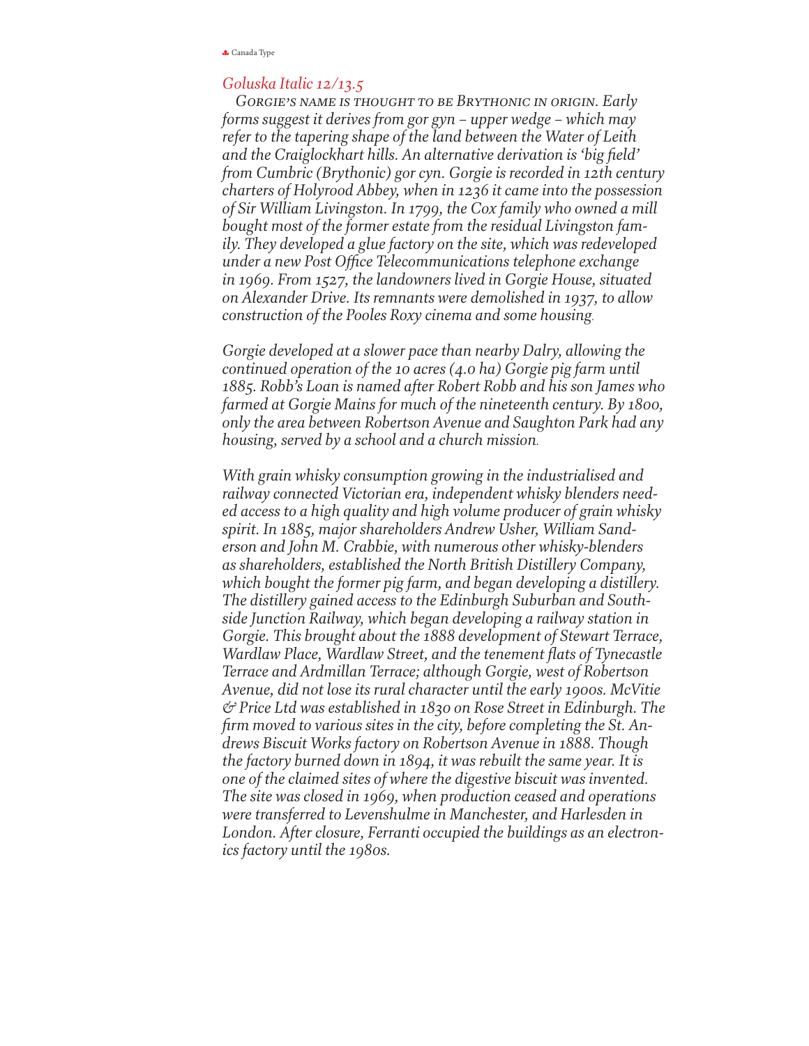*Goluska Italic 12/13.5*

*Gorgie's name is thought to be Brythonic in origin. Early forms suggest it derives from gor gyn – upper wedge – which may refer to the tapering shape of the land between the Water of Leith and the Craiglockhart hills. An alternative derivation is 'big field' from Cumbric (Brythonic) gor cyn. Gorgie is recorded in 12th century charters of Holyrood Abbey, when in 1236 it came into the possession of Sir William Livingston. In 1799, the Cox family who owned a mill bought most of the former estate from the residual Livingston family. They developed a glue factory on the site, which was redeveloped under a new Post Office Telecommunications telephone exchange in 1969. From 1527, the landowners lived in Gorgie House, situated on Alexander Drive. Its remnants were demolished in 1937, to allow construction of the Pooles Roxy cinema and some housing.*

*Gorgie developed at a slower pace than nearby Dalry, allowing the continued operation of the 10 acres (4.0 ha) Gorgie pig farm until 1885. Robb's Loan is named after Robert Robb and his son James who farmed at Gorgie Mains for much of the nineteenth century. By 1800, only the area between Robertson Avenue and Saughton Park had any housing, served by a school and a church mission.*

*With grain whisky consumption growing in the industrialised and railway connected Victorian era, independent whisky blenders needed access to a high quality and high volume producer of grain whisky spirit. In 1885, major shareholders Andrew Usher, William Sanderson and John M. Crabbie, with numerous other whisky-blenders as shareholders, established the North British Distillery Company, which bought the former pig farm, and began developing a distillery. The distillery gained access to the Edinburgh Suburban and Southside Junction Railway, which began developing a railway station in Gorgie. This brought about the 1888 development of Stewart Terrace, Wardlaw Place, Wardlaw Street, and the tenement flats of Tynecastle Terrace and Ardmillan Terrace; although Gorgie, west of Robertson Avenue, did not lose its rural character until the early 1900s. McVitie & Price Ltd was established in 1830 on Rose Street in Edinburgh. The firm moved to various sites in the city, before completing the St. Andrews Biscuit Works factory on Robertson Avenue in 1888. Though the factory burned down in 1894, it was rebuilt the same year. It is one of the claimed sites of where the digestive biscuit was invented. The site was closed in 1969, when production ceased and operations were transferred to Levenshulme in Manchester, and Harlesden in London. After closure, Ferranti occupied the buildings as an electronics factory until the 1980s.*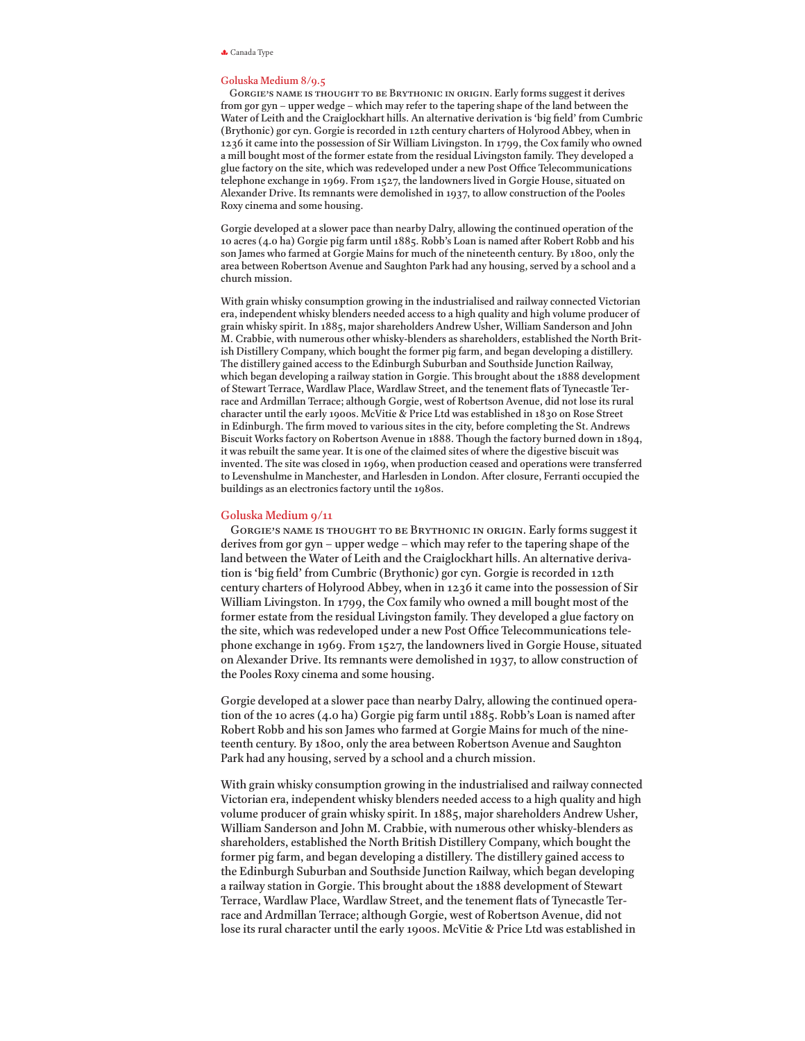## Goluska Medium 8/9.5

Gorgie's name is thought to be Brythonic in origin. Early forms suggest it derives from gor gyn – upper wedge – which may refer to the tapering shape of the land between the Water of Leith and the Craiglockhart hills. An alternative derivation is 'big field' from Cumbric (Brythonic) gor cyn. Gorgie is recorded in 12th century charters of Holyrood Abbey, when in 1236 it came into the possession of Sir William Livingston. In 1799, the Cox family who owned a mill bought most of the former estate from the residual Livingston family. They developed a glue factory on the site, which was redeveloped under a new Post Office Telecommunications telephone exchange in 1969. From 1527, the landowners lived in Gorgie House, situated on Alexander Drive. Its remnants were demolished in 1937, to allow construction of the Pooles Roxy cinema and some housing.

Gorgie developed at a slower pace than nearby Dalry, allowing the continued operation of the 10 acres (4.0 ha) Gorgie pig farm until 1885. Robb's Loan is named after Robert Robb and his son James who farmed at Gorgie Mains for much of the nineteenth century. By 1800, only the area between Robertson Avenue and Saughton Park had any housing, served by a school and a church mission.

With grain whisky consumption growing in the industrialised and railway connected Victorian era, independent whisky blenders needed access to a high quality and high volume producer of grain whisky spirit. In 1885, major shareholders Andrew Usher, William Sanderson and John M. Crabbie, with numerous other whisky-blenders as shareholders, established the North British Distillery Company, which bought the former pig farm, and began developing a distillery. The distillery gained access to the Edinburgh Suburban and Southside Junction Railway, which began developing a railway station in Gorgie. This brought about the 1888 development of Stewart Terrace, Wardlaw Place, Wardlaw Street, and the tenement flats of Tynecastle Terrace and Ardmillan Terrace; although Gorgie, west of Robertson Avenue, did not lose its rural character until the early 1900s. McVitie & Price Ltd was established in 1830 on Rose Street in Edinburgh. The firm moved to various sites in the city, before completing the St. Andrews Biscuit Works factory on Robertson Avenue in 1888. Though the factory burned down in 1894, it was rebuilt the same year. It is one of the claimed sites of where the digestive biscuit was invented. The site was closed in 1969, when production ceased and operations were transferred to Levenshulme in Manchester, and Harlesden in London. After closure, Ferranti occupied the buildings as an electronics factory until the 1980s.

## Goluska Medium 9/11

Gorgie's name is thought to be Brythonic in origin. Early forms suggest it derives from gor gyn – upper wedge – which may refer to the tapering shape of the land between the Water of Leith and the Craiglockhart hills. An alternative derivation is 'big field' from Cumbric (Brythonic) gor cyn. Gorgie is recorded in 12th century charters of Holyrood Abbey, when in 1236 it came into the possession of Sir William Livingston. In 1799, the Cox family who owned a mill bought most of the former estate from the residual Livingston family. They developed a glue factory on the site, which was redeveloped under a new Post Office Telecommunications telephone exchange in 1969. From 1527, the landowners lived in Gorgie House, situated on Alexander Drive. Its remnants were demolished in 1937, to allow construction of the Pooles Roxy cinema and some housing.

Gorgie developed at a slower pace than nearby Dalry, allowing the continued operation of the 10 acres (4.0 ha) Gorgie pig farm until 1885. Robb's Loan is named after Robert Robb and his son James who farmed at Gorgie Mains for much of the nineteenth century. By 1800, only the area between Robertson Avenue and Saughton Park had any housing, served by a school and a church mission.

With grain whisky consumption growing in the industrialised and railway connected Victorian era, independent whisky blenders needed access to a high quality and high volume producer of grain whisky spirit. In 1885, major shareholders Andrew Usher, William Sanderson and John M. Crabbie, with numerous other whisky-blenders as shareholders, established the North British Distillery Company, which bought the former pig farm, and began developing a distillery. The distillery gained access to the Edinburgh Suburban and Southside Junction Railway, which began developing a railway station in Gorgie. This brought about the 1888 development of Stewart Terrace, Wardlaw Place, Wardlaw Street, and the tenement flats of Tynecastle Terrace and Ardmillan Terrace; although Gorgie, west of Robertson Avenue, did not lose its rural character until the early 1900s. McVitie & Price Ltd was established in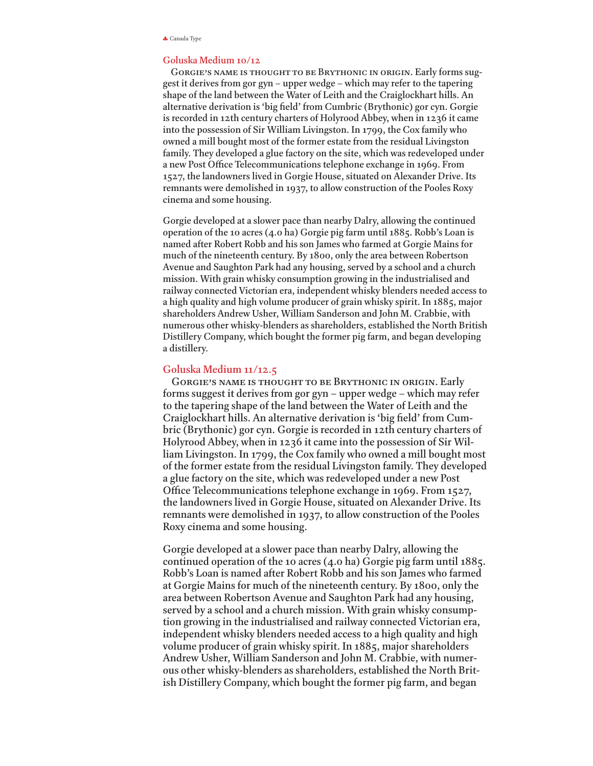## Goluska Medium 10/12

Gorgie's name is thought to be Brythonic in origin. Early forms suggest it derives from gor gyn – upper wedge – which may refer to the tapering shape of the land between the Water of Leith and the Craiglockhart hills. An alternative derivation is 'big field' from Cumbric (Brythonic) gor cyn. Gorgie is recorded in 12th century charters of Holyrood Abbey, when in 1236 it came into the possession of Sir William Livingston. In 1799, the Cox family who owned a mill bought most of the former estate from the residual Livingston family. They developed a glue factory on the site, which was redeveloped under a new Post Office Telecommunications telephone exchange in 1969. From 1527, the landowners lived in Gorgie House, situated on Alexander Drive. Its remnants were demolished in 1937, to allow construction of the Pooles Roxy cinema and some housing.

Gorgie developed at a slower pace than nearby Dalry, allowing the continued operation of the 10 acres (4.0 ha) Gorgie pig farm until 1885. Robb's Loan is named after Robert Robb and his son James who farmed at Gorgie Mains for much of the nineteenth century. By 1800, only the area between Robertson Avenue and Saughton Park had any housing, served by a school and a church mission. With grain whisky consumption growing in the industrialised and railway connected Victorian era, independent whisky blenders needed access to a high quality and high volume producer of grain whisky spirit. In 1885, major shareholders Andrew Usher, William Sanderson and John M. Crabbie, with numerous other whisky-blenders as shareholders, established the North British Distillery Company, which bought the former pig farm, and began developing a distillery.

## Goluska Medium 11/12.5

Gorgie's name is thought to be Brythonic in origin. Early forms suggest it derives from gor gyn – upper wedge – which may refer to the tapering shape of the land between the Water of Leith and the Craiglockhart hills. An alternative derivation is 'big field' from Cumbric (Brythonic) gor cyn. Gorgie is recorded in 12th century charters of Holyrood Abbey, when in 1236 it came into the possession of Sir William Livingston. In 1799, the Cox family who owned a mill bought most of the former estate from the residual Livingston family. They developed a glue factory on the site, which was redeveloped under a new Post Office Telecommunications telephone exchange in 1969. From 1527, the landowners lived in Gorgie House, situated on Alexander Drive. Its remnants were demolished in 1937, to allow construction of the Pooles Roxy cinema and some housing.

Gorgie developed at a slower pace than nearby Dalry, allowing the continued operation of the 10 acres (4.0 ha) Gorgie pig farm until 1885. Robb's Loan is named after Robert Robb and his son James who farmed at Gorgie Mains for much of the nineteenth century. By 1800, only the area between Robertson Avenue and Saughton Park had any housing, served by a school and a church mission. With grain whisky consumption growing in the industrialised and railway connected Victorian era, independent whisky blenders needed access to a high quality and high volume producer of grain whisky spirit. In 1885, major shareholders Andrew Usher, William Sanderson and John M. Crabbie, with numerous other whisky-blenders as shareholders, established the North British Distillery Company, which bought the former pig farm, and began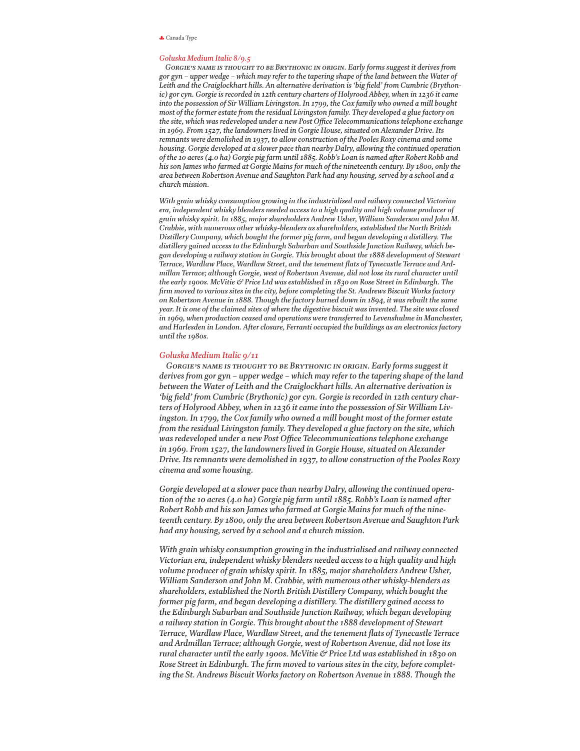## *Goluska Medium Italic 8/9.5*

*Gorgie's name is thought to be Brythonic in origin. Early forms suggest it derives from gor gyn – upper wedge – which may refer to the tapering shape of the land between the Water of Leith and the Craiglockhart hills. An alternative derivation is 'big field' from Cumbric (Brythonic) gor cyn. Gorgie is recorded in 12th century charters of Holyrood Abbey, when in 1236 it came into the possession of Sir William Livingston. In 1799, the Cox family who owned a mill bought most of the former estate from the residual Livingston family. They developed a glue factory on the site, which was redeveloped under a new Post Office Telecommunications telephone exchange in 1969. From 1527, the landowners lived in Gorgie House, situated on Alexander Drive. Its remnants were demolished in 1937, to allow construction of the Pooles Roxy cinema and some housing. Gorgie developed at a slower pace than nearby Dalry, allowing the continued operation of the 10 acres (4.0 ha) Gorgie pig farm until 1885. Robb's Loan is named after Robert Robb and his son James who farmed at Gorgie Mains for much of the nineteenth century. By 1800, only the area between Robertson Avenue and Saughton Park had any housing, served by a school and a church mission.*

*With grain whisky consumption growing in the industrialised and railway connected Victorian era, independent whisky blenders needed access to a high quality and high volume producer of grain whisky spirit. In 1885, major shareholders Andrew Usher, William Sanderson and John M. Crabbie, with numerous other whisky-blenders as shareholders, established the North British Distillery Company, which bought the former pig farm, and began developing a distillery. The distillery gained access to the Edinburgh Suburban and Southside Junction Railway, which began developing a railway station in Gorgie. This brought about the 1888 development of Stewart Terrace, Wardlaw Place, Wardlaw Street, and the tenement flats of Tynecastle Terrace and Ardmillan Terrace; although Gorgie, west of Robertson Avenue, did not lose its rural character until the early 1900s. McVitie & Price Ltd was established in 1830 on Rose Street in Edinburgh. The firm moved to various sites in the city, before completing the St. Andrews Biscuit Works factory on Robertson Avenue in 1888. Though the factory burned down in 1894, it was rebuilt the same year. It is one of the claimed sites of where the digestive biscuit was invented. The site was closed in 1969, when production ceased and operations were transferred to Levenshulme in Manchester, and Harlesden in London. After closure, Ferranti occupied the buildings as an electronics factory until the 1980s.*

## *Goluska Medium Italic 9/11*

*Gorgie's name is thought to be Brythonic in origin. Early forms suggest it derives from gor gyn – upper wedge – which may refer to the tapering shape of the land between the Water of Leith and the Craiglockhart hills. An alternative derivation is 'big field' from Cumbric (Brythonic) gor cyn. Gorgie is recorded in 12th century charters of Holyrood Abbey, when in 1236 it came into the possession of Sir William Livingston. In 1799, the Cox family who owned a mill bought most of the former estate from the residual Livingston family. They developed a glue factory on the site, which was redeveloped under a new Post Office Telecommunications telephone exchange in 1969. From 1527, the landowners lived in Gorgie House, situated on Alexander Drive. Its remnants were demolished in 1937, to allow construction of the Pooles Roxy cinema and some housing.*

*Gorgie developed at a slower pace than nearby Dalry, allowing the continued operation of the 10 acres (4.0 ha) Gorgie pig farm until 1885. Robb's Loan is named after Robert Robb and his son James who farmed at Gorgie Mains for much of the nineteenth century. By 1800, only the area between Robertson Avenue and Saughton Park had any housing, served by a school and a church mission.*

*With grain whisky consumption growing in the industrialised and railway connected Victorian era, independent whisky blenders needed access to a high quality and high volume producer of grain whisky spirit. In 1885, major shareholders Andrew Usher, William Sanderson and John M. Crabbie, with numerous other whisky-blenders as shareholders, established the North British Distillery Company, which bought the former pig farm, and began developing a distillery. The distillery gained access to the Edinburgh Suburban and Southside Junction Railway, which began developing a railway station in Gorgie. This brought about the 1888 development of Stewart Terrace, Wardlaw Place, Wardlaw Street, and the tenement flats of Tynecastle Terrace and Ardmillan Terrace; although Gorgie, west of Robertson Avenue, did not lose its rural character until the early 1900s. McVitie & Price Ltd was established in 1830 on Rose Street in Edinburgh. The firm moved to various sites in the city, before completing the St. Andrews Biscuit Works factory on Robertson Avenue in 1888. Though the*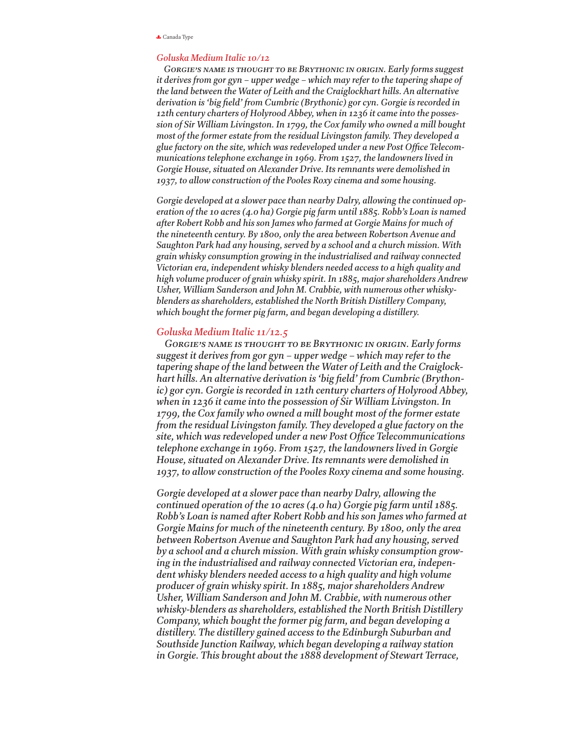*Goluska Medium Italic 10/12*

*Gorgie's name is thought to be Brythonic in origin. Early forms suggest it derives from gor gyn – upper wedge – which may refer to the tapering shape of the land between the Water of Leith and the Craiglockhart hills. An alternative derivation is 'big field' from Cumbric (Brythonic) gor cyn. Gorgie is recorded in 12th century charters of Holyrood Abbey, when in 1236 it came into the possession of Sir William Livingston. In 1799, the Cox family who owned a mill bought most of the former estate from the residual Livingston family. They developed a glue factory on the site, which was redeveloped under a new Post Office Telecommunications telephone exchange in 1969. From 1527, the landowners lived in Gorgie House, situated on Alexander Drive. Its remnants were demolished in 1937, to allow construction of the Pooles Roxy cinema and some housing.*

*Gorgie developed at a slower pace than nearby Dalry, allowing the continued operation of the 10 acres (4.0 ha) Gorgie pig farm until 1885. Robb's Loan is named after Robert Robb and his son James who farmed at Gorgie Mains for much of the nineteenth century. By 1800, only the area between Robertson Avenue and Saughton Park had any housing, served by a school and a church mission. With grain whisky consumption growing in the industrialised and railway connected Victorian era, independent whisky blenders needed access to a high quality and high volume producer of grain whisky spirit. In 1885, major shareholders Andrew Usher, William Sanderson and John M. Crabbie, with numerous other whisky-blenders as shareholders, established the North British Distillery Company, which bought the former pig farm, and began developing a distillery.*

*Goluska Medium Italic 11/12.5*

*Gorgie's name is thought to be Brythonic in origin. Early forms suggest it derives from gor gyn – upper wedge – which may refer to the tapering shape of the land between the Water of Leith and the Craiglockhart hills. An alternative derivation is 'big field' from Cumbric (Brythonic) gor cyn. Gorgie is recorded in 12th century charters of Holyrood Abbey, when in 1236 it came into the possession of Sir William Livingston. In 1799, the Cox family who owned a mill bought most of the former estate from the residual Livingston family. They developed a glue factory on the site, which was redeveloped under a new Post Office Telecommunications telephone exchange in 1969. From 1527, the landowners lived in Gorgie House, situated on Alexander Drive. Its remnants were demolished in 1937, to allow construction of the Pooles Roxy cinema and some housing.*

*Gorgie developed at a slower pace than nearby Dalry, allowing the continued operation of the 10 acres (4.0 ha) Gorgie pig farm until 1885. Robb's Loan is named after Robert Robb and his son James who farmed at Gorgie Mains for much of the nineteenth century. By 1800, only the area between Robertson Avenue and Saughton Park had any housing, served by a school and a church mission. With grain whisky consumption growing in the industrialised and railway connected Victorian era, independent whisky blenders needed access to a high quality and high volume producer of grain whisky spirit. In 1885, major shareholders Andrew Usher, William Sanderson and John M. Crabbie, with numerous other whisky-blenders as shareholders, established the North British Distillery Company, which bought the former pig farm, and began developing a distillery. The distillery gained access to the Edinburgh Suburban and Southside Junction Railway, which began developing a railway station in Gorgie. This brought about the 1888 development of Stewart Terrace,*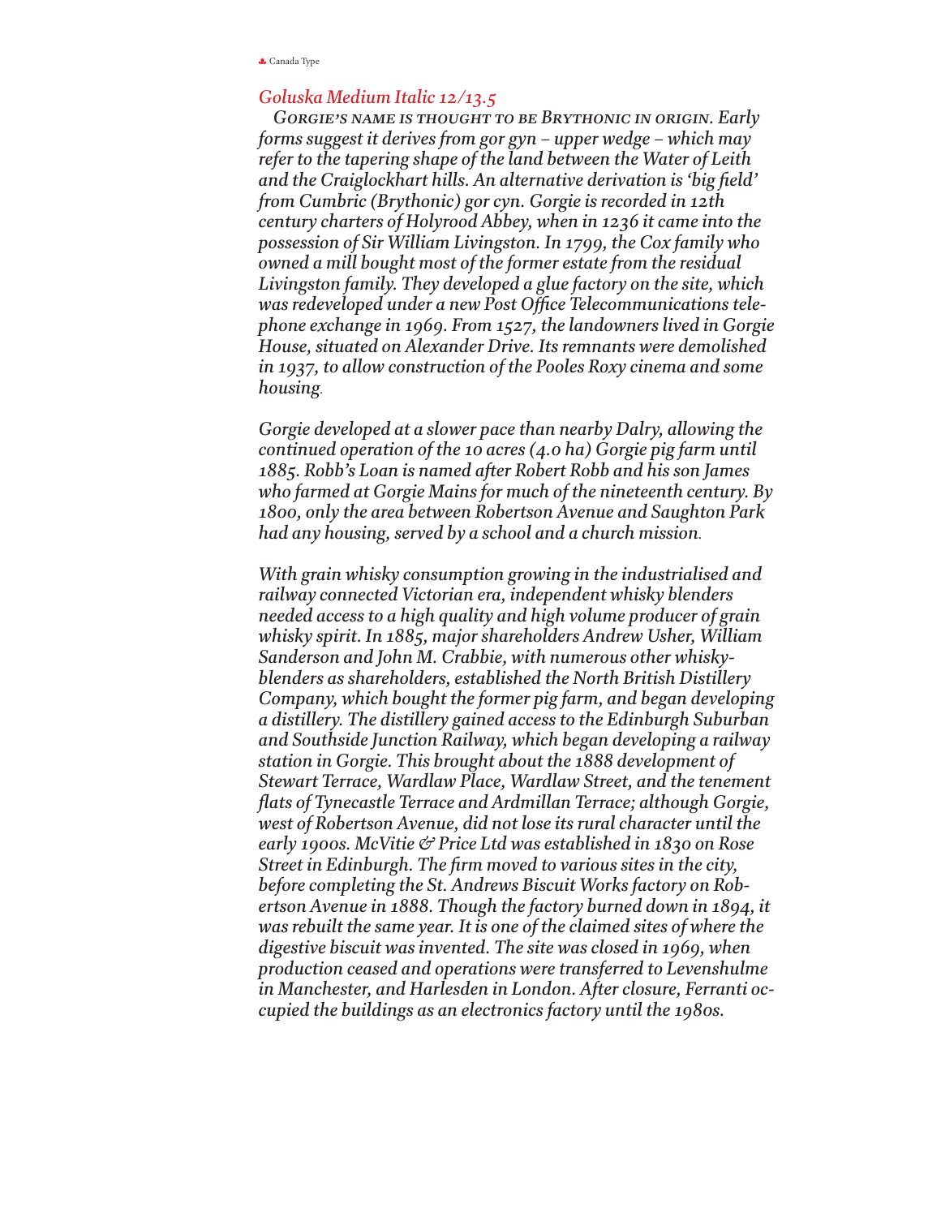*Goluska Medium Italic 12/13.5*

*Gorgie's name is thought to be Brythonic in origin. Early forms suggest it derives from gor gyn – upper wedge – which may refer to the tapering shape of the land between the Water of Leith and the Craiglockhart hills. An alternative derivation is 'big field' from Cumbric (Brythonic) gor cyn. Gorgie is recorded in 12th century charters of Holyrood Abbey, when in 1236 it came into the possession of Sir William Livingston. In 1799, the Cox family who owned a mill bought most of the former estate from the residual Livingston family. They developed a glue factory on the site, which was redeveloped under a new Post Office Telecommunications telephone exchange in 1969. From 1527, the landowners lived in Gorgie House, situated on Alexander Drive. Its remnants were demolished in 1937, to allow construction of the Pooles Roxy cinema and some housing.*

*Gorgie developed at a slower pace than nearby Dalry, allowing the continued operation of the 10 acres (4.0 ha) Gorgie pig farm until 1885. Robb's Loan is named after Robert Robb and his son James who farmed at Gorgie Mains for much of the nineteenth century. By 1800, only the area between Robertson Avenue and Saughton Park had any housing, served by a school and a church mission.*

*With grain whisky consumption growing in the industrialised and railway connected Victorian era, independent whisky blenders needed access to a high quality and high volume producer of grain whisky spirit. In 1885, major shareholders Andrew Usher, William Sanderson and John M. Crabbie, with numerous other whisky-blenders as shareholders, established the North British Distillery Company, which bought the former pig farm, and began developing a distillery. The distillery gained access to the Edinburgh Suburban and Southside Junction Railway, which began developing a railway station in Gorgie. This brought about the 1888 development of Stewart Terrace, Wardlaw Place, Wardlaw Street, and the tenement flats of Tynecastle Terrace and Ardmillan Terrace; although Gorgie, west of Robertson Avenue, did not lose its rural character until the early 1900s. McVitie & Price Ltd was established in 1830 on Rose Street in Edinburgh. The firm moved to various sites in the city, before completing the St. Andrews Biscuit Works factory on Robertson Avenue in 1888. Though the factory burned down in 1894, it was rebuilt the same year. It is one of the claimed sites of where the digestive biscuit was invented. The site was closed in 1969, when production ceased and operations were transferred to Levenshulme in Manchester, and Harlesden in London. After closure, Ferranti occupied the buildings as an electronics factory until the 1980s.*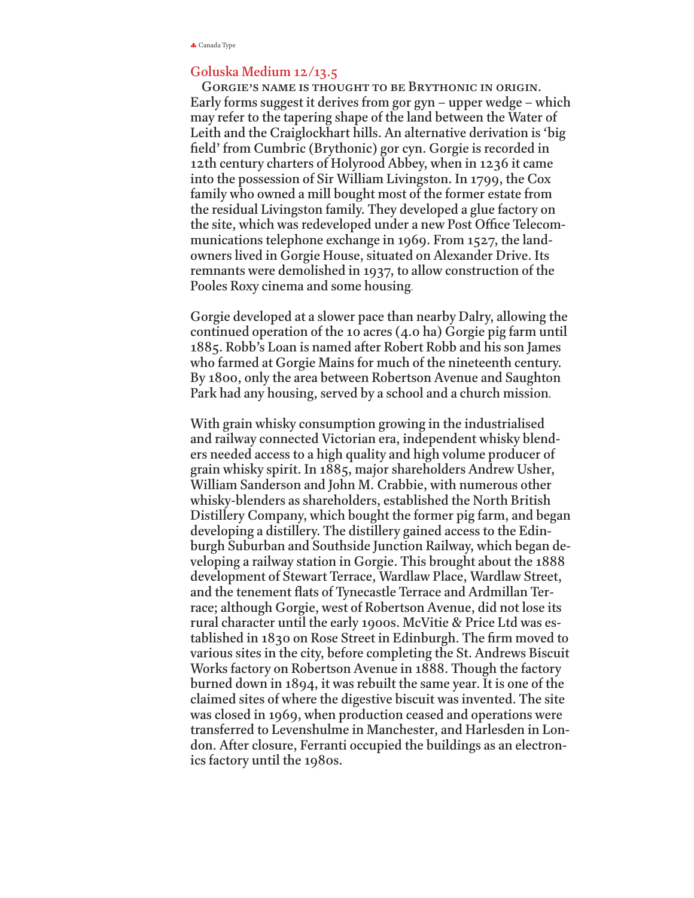## Goluska Medium 12/13.5

Gorgie's name is thought to be Brythonic in origin. Early forms suggest it derives from gor gyn – upper wedge – which may refer to the tapering shape of the land between the Water of Leith and the Craiglockhart hills. An alternative derivation is 'big field' from Cumbric (Brythonic) gor cyn. Gorgie is recorded in 12th century charters of Holyrood Abbey, when in 1236 it came into the possession of Sir William Livingston. In 1799, the Cox family who owned a mill bought most of the former estate from the residual Livingston family. They developed a glue factory on the site, which was redeveloped under a new Post Office Telecommunications telephone exchange in 1969. From 1527, the landowners lived in Gorgie House, situated on Alexander Drive. Its remnants were demolished in 1937, to allow construction of the Pooles Roxy cinema and some housing.

Gorgie developed at a slower pace than nearby Dalry, allowing the continued operation of the 10 acres (4.0 ha) Gorgie pig farm until 1885. Robb's Loan is named after Robert Robb and his son James who farmed at Gorgie Mains for much of the nineteenth century. By 1800, only the area between Robertson Avenue and Saughton Park had any housing, served by a school and a church mission.

With grain whisky consumption growing in the industrialised and railway connected Victorian era, independent whisky blenders needed access to a high quality and high volume producer of grain whisky spirit. In 1885, major shareholders Andrew Usher, William Sanderson and John M. Crabbie, with numerous other whisky-blenders as shareholders, established the North British Distillery Company, which bought the former pig farm, and began developing a distillery. The distillery gained access to the Edinburgh Suburban and Southside Junction Railway, which began developing a railway station in Gorgie. This brought about the 1888 development of Stewart Terrace, Wardlaw Place, Wardlaw Street, and the tenement flats of Tynecastle Terrace and Ardmillan Terrace; although Gorgie, west of Robertson Avenue, did not lose its rural character until the early 1900s. McVitie & Price Ltd was established in 1830 on Rose Street in Edinburgh. The firm moved to various sites in the city, before completing the St. Andrews Biscuit Works factory on Robertson Avenue in 1888. Though the factory burned down in 1894, it was rebuilt the same year. It is one of the claimed sites of where the digestive biscuit was invented. The site was closed in 1969, when production ceased and operations were transferred to Levenshulme in Manchester, and Harlesden in London. After closure, Ferranti occupied the buildings as an electronics factory until the 1980s.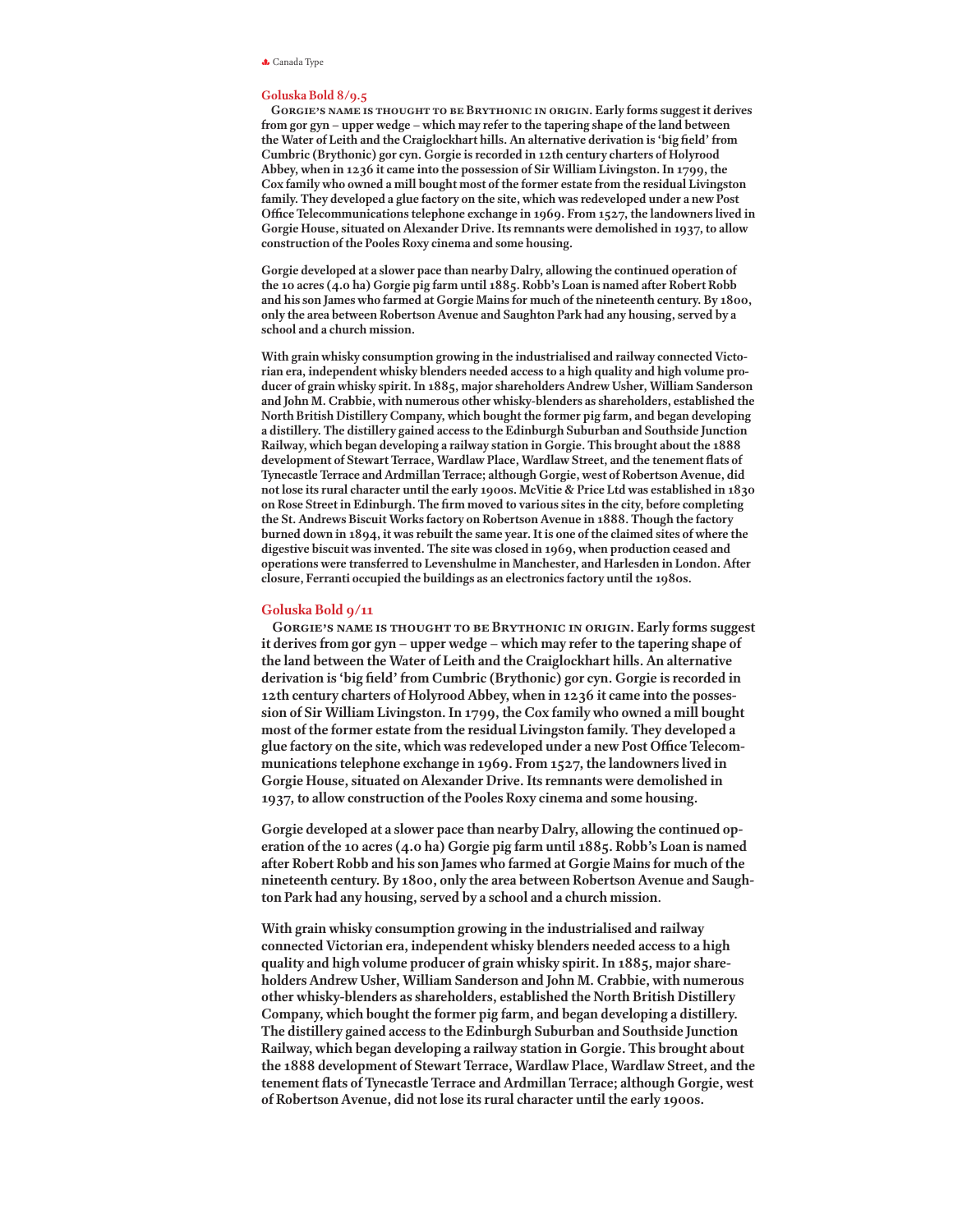## Goluska Bold 8/9.5

Gorgie's name is thought to be Brythonic in origin. Early forms suggest it derives from gor gyn – upper wedge – which may refer to the tapering shape of the land between the Water of Leith and the Craiglockhart hills. An alternative derivation is 'big field' from Cumbric (Brythonic) gor cyn. Gorgie is recorded in 12th century charters of Holyrood Abbey, when in 1236 it came into the possession of Sir William Livingston. In 1799, the Cox family who owned a mill bought most of the former estate from the residual Livingston family. They developed a glue factory on the site, which was redeveloped under a new Post Office Telecommunications telephone exchange in 1969. From 1527, the landowners lived in Gorgie House, situated on Alexander Drive. Its remnants were demolished in 1937, to allow construction of the Pooles Roxy cinema and some housing.

Gorgie developed at a slower pace than nearby Dalry, allowing the continued operation of the 10 acres (4.0 ha) Gorgie pig farm until 1885. Robb's Loan is named after Robert Robb and his son James who farmed at Gorgie Mains for much of the nineteenth century. By 1800, only the area between Robertson Avenue and Saughton Park had any housing, served by a school and a church mission.

With grain whisky consumption growing in the industrialised and railway connected Victorian era, independent whisky blenders needed access to a high quality and high volume producer of grain whisky spirit. In 1885, major shareholders Andrew Usher, William Sanderson and John M. Crabbie, with numerous other whisky-blenders as shareholders, established the North British Distillery Company, which bought the former pig farm, and began developing a distillery. The distillery gained access to the Edinburgh Suburban and Southside Junction Railway, which began developing a railway station in Gorgie. This brought about the 1888 development of Stewart Terrace, Wardlaw Place, Wardlaw Street, and the tenement flats of Tynecastle Terrace and Ardmillan Terrace; although Gorgie, west of Robertson Avenue, did not lose its rural character until the early 1900s. McVitie & Price Ltd was established in 1830 on Rose Street in Edinburgh. The firm moved to various sites in the city, before completing the St. Andrews Biscuit Works factory on Robertson Avenue in 1888. Though the factory burned down in 1894, it was rebuilt the same year. It is one of the claimed sites of where the digestive biscuit was invented. The site was closed in 1969, when production ceased and operations were transferred to Levenshulme in Manchester, and Harlesden in London. After closure, Ferranti occupied the buildings as an electronics factory until the 1980s.

## Goluska Bold 9/11

Gorgie's name is thought to be Brythonic in origin. Early forms suggest it derives from gor gyn – upper wedge – which may refer to the tapering shape of the land between the Water of Leith and the Craiglockhart hills. An alternative derivation is 'big field' from Cumbric (Brythonic) gor cyn. Gorgie is recorded in 12th century charters of Holyrood Abbey, when in 1236 it came into the possession of Sir William Livingston. In 1799, the Cox family who owned a mill bought most of the former estate from the residual Livingston family. They developed a glue factory on the site, which was redeveloped under a new Post Office Telecommunications telephone exchange in 1969. From 1527, the landowners lived in Gorgie House, situated on Alexander Drive. Its remnants were demolished in 1937, to allow construction of the Pooles Roxy cinema and some housing.

Gorgie developed at a slower pace than nearby Dalry, allowing the continued operation of the 10 acres (4.0 ha) Gorgie pig farm until 1885. Robb's Loan is named after Robert Robb and his son James who farmed at Gorgie Mains for much of the nineteenth century. By 1800, only the area between Robertson Avenue and Saughton Park had any housing, served by a school and a church mission.

With grain whisky consumption growing in the industrialised and railway connected Victorian era, independent whisky blenders needed access to a high quality and high volume producer of grain whisky spirit. In 1885, major shareholders Andrew Usher, William Sanderson and John M. Crabbie, with numerous other whisky-blenders as shareholders, established the North British Distillery Company, which bought the former pig farm, and began developing a distillery. The distillery gained access to the Edinburgh Suburban and Southside Junction Railway, which began developing a railway station in Gorgie. This brought about the 1888 development of Stewart Terrace, Wardlaw Place, Wardlaw Street, and the tenement flats of Tynecastle Terrace and Ardmillan Terrace; although Gorgie, west of Robertson Avenue, did not lose its rural character until the early 1900s.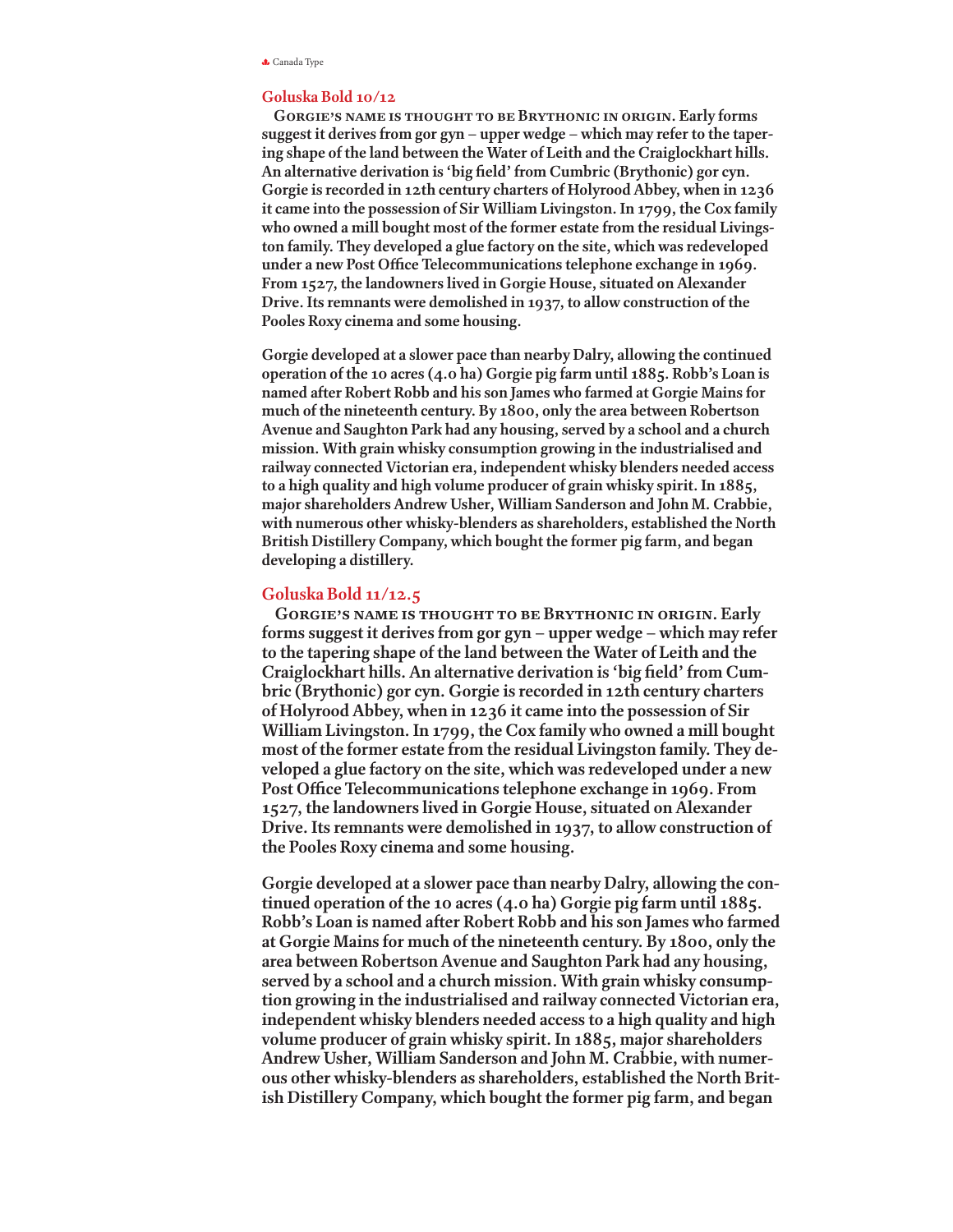## Goluska Bold 10/12

Gorgie's name is thought to be Brythonic in origin. Early forms suggest it derives from gor gyn – upper wedge – which may refer to the tapering shape of the land between the Water of Leith and the Craiglockhart hills. An alternative derivation is 'big field' from Cumbric (Brythonic) gor cyn. Gorgie is recorded in 12th century charters of Holyrood Abbey, when in 1236 it came into the possession of Sir William Livingston. In 1799, the Cox family who owned a mill bought most of the former estate from the residual Livingston family. They developed a glue factory on the site, which was redeveloped under a new Post Office Telecommunications telephone exchange in 1969. From 1527, the landowners lived in Gorgie House, situated on Alexander Drive. Its remnants were demolished in 1937, to allow construction of the Pooles Roxy cinema and some housing.

Gorgie developed at a slower pace than nearby Dalry, allowing the continued operation of the 10 acres (4.0 ha) Gorgie pig farm until 1885. Robb's Loan is named after Robert Robb and his son James who farmed at Gorgie Mains for much of the nineteenth century. By 1800, only the area between Robertson Avenue and Saughton Park had any housing, served by a school and a church mission. With grain whisky consumption growing in the industrialised and railway connected Victorian era, independent whisky blenders needed access to a high quality and high volume producer of grain whisky spirit. In 1885, major shareholders Andrew Usher, William Sanderson and John M. Crabbie, with numerous other whisky-blenders as shareholders, established the North British Distillery Company, which bought the former pig farm, and began developing a distillery.

## Goluska Bold 11/12.5

Gorgie's name is thought to be Brythonic in origin. Early forms suggest it derives from gor gyn – upper wedge – which may refer to the tapering shape of the land between the Water of Leith and the Craiglockhart hills. An alternative derivation is 'big field' from Cumbric (Brythonic) gor cyn. Gorgie is recorded in 12th century charters of Holyrood Abbey, when in 1236 it came into the possession of Sir William Livingston. In 1799, the Cox family who owned a mill bought most of the former estate from the residual Livingston family. They developed a glue factory on the site, which was redeveloped under a new Post Office Telecommunications telephone exchange in 1969. From 1527, the landowners lived in Gorgie House, situated on Alexander Drive. Its remnants were demolished in 1937, to allow construction of the Pooles Roxy cinema and some housing.

Gorgie developed at a slower pace than nearby Dalry, allowing the continued operation of the 10 acres (4.0 ha) Gorgie pig farm until 1885. Robb's Loan is named after Robert Robb and his son James who farmed at Gorgie Mains for much of the nineteenth century. By 1800, only the area between Robertson Avenue and Saughton Park had any housing, served by a school and a church mission. With grain whisky consumption growing in the industrialised and railway connected Victorian era, independent whisky blenders needed access to a high quality and high volume producer of grain whisky spirit. In 1885, major shareholders Andrew Usher, William Sanderson and John M. Crabbie, with numerous other whisky-blenders as shareholders, established the North British Distillery Company, which bought the former pig farm, and began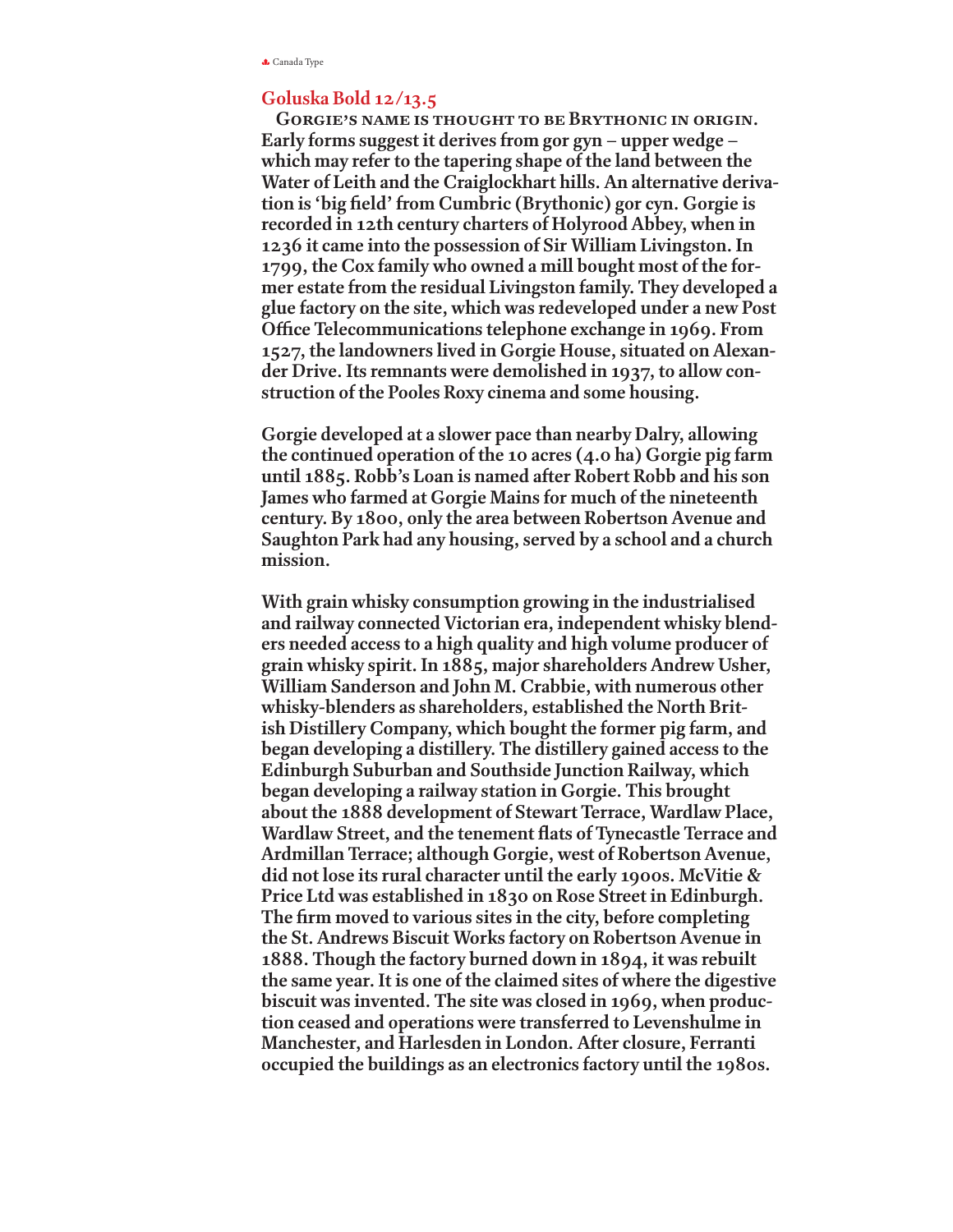## Goluska Bold 12/13.5

Gorgie's name is thought to be Brythonic in origin. Early forms suggest it derives from gor gyn – upper wedge – which may refer to the tapering shape of the land between the Water of Leith and the Craiglockhart hills. An alternative derivation is 'big field' from Cumbric (Brythonic) gor cyn. Gorgie is recorded in 12th century charters of Holyrood Abbey, when in 1236 it came into the possession of Sir William Livingston. In 1799, the Cox family who owned a mill bought most of the former estate from the residual Livingston family. They developed a glue factory on the site, which was redeveloped under a new Post Office Telecommunications telephone exchange in 1969. From 1527, the landowners lived in Gorgie House, situated on Alexander Drive. Its remnants were demolished in 1937, to allow construction of the Pooles Roxy cinema and some housing.

Gorgie developed at a slower pace than nearby Dalry, allowing the continued operation of the 10 acres (4.0 ha) Gorgie pig farm until 1885. Robb's Loan is named after Robert Robb and his son James who farmed at Gorgie Mains for much of the nineteenth century. By 1800, only the area between Robertson Avenue and Saughton Park had any housing, served by a school and a church mission.

With grain whisky consumption growing in the industrialised and railway connected Victorian era, independent whisky blenders needed access to a high quality and high volume producer of grain whisky spirit. In 1885, major shareholders Andrew Usher, William Sanderson and John M. Crabbie, with numerous other whisky-blenders as shareholders, established the North British Distillery Company, which bought the former pig farm, and began developing a distillery. The distillery gained access to the Edinburgh Suburban and Southside Junction Railway, which began developing a railway station in Gorgie. This brought about the 1888 development of Stewart Terrace, Wardlaw Place, Wardlaw Street, and the tenement flats of Tynecastle Terrace and Ardmillan Terrace; although Gorgie, west of Robertson Avenue, did not lose its rural character until the early 1900s. McVitie & Price Ltd was established in 1830 on Rose Street in Edinburgh. The firm moved to various sites in the city, before completing the St. Andrews Biscuit Works factory on Robertson Avenue in 1888. Though the factory burned down in 1894, it was rebuilt the same year. It is one of the claimed sites of where the digestive biscuit was invented. The site was closed in 1969, when production ceased and operations were transferred to Levenshulme in Manchester, and Harlesden in London. After closure, Ferranti occupied the buildings as an electronics factory until the 1980s.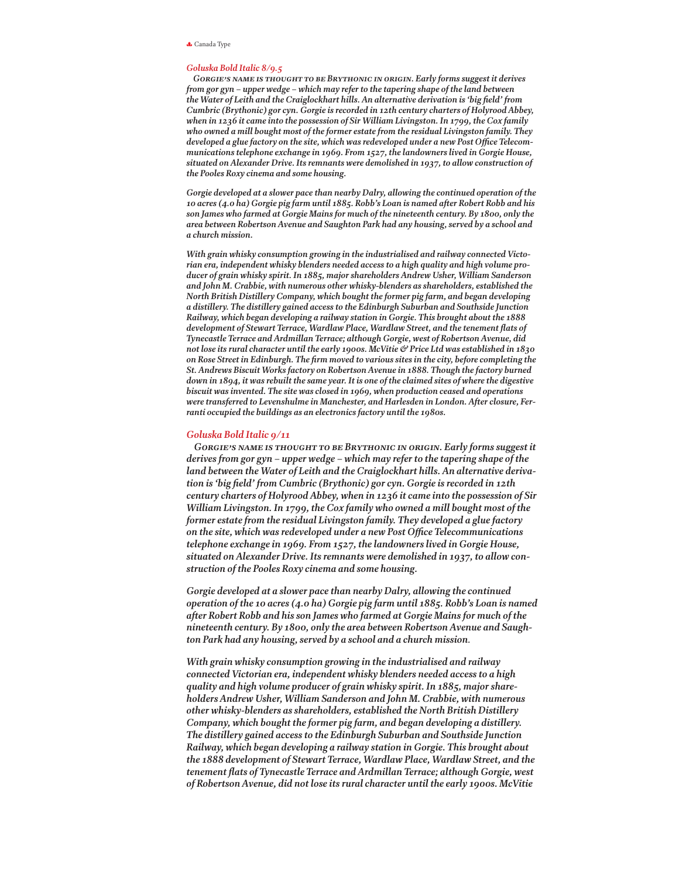## *Goluska Bold Italic 8/9.5*

***Gorgie's name is thought to be Brythonic in origin. Early forms suggest it derives from gor gyn – upper wedge – which may refer to the tapering shape of the land between the Water of Leith and the Craiglockhart hills. An alternative derivation is 'big field' from Cumbric (Brythonic) gor cyn. Gorgie is recorded in 12th century charters of Holyrood Abbey, when in 1236 it came into the possession of Sir William Livingston. In 1799, the Cox family who owned a mill bought most of the former estate from the residual Livingston family. They developed a glue factory on the site, which was redeveloped under a new Post Office Telecommunications telephone exchange in 1969. From 1527, the landowners lived in Gorgie House, situated on Alexander Drive. Its remnants were demolished in 1937, to allow construction of the Pooles Roxy cinema and some housing.***

***Gorgie developed at a slower pace than nearby Dalry, allowing the continued operation of the 10 acres (4.0 ha) Gorgie pig farm until 1885. Robb's Loan is named after Robert Robb and his son James who farmed at Gorgie Mains for much of the nineteenth century. By 1800, only the area between Robertson Avenue and Saughton Park had any housing, served by a school and a church mission.***

***With grain whisky consumption growing in the industrialised and railway connected Victorian era, independent whisky blenders needed access to a high quality and high volume producer of grain whisky spirit. In 1885, major shareholders Andrew Usher, William Sanderson and John M. Crabbie, with numerous other whisky-blenders as shareholders, established the North British Distillery Company, which bought the former pig farm, and began developing a distillery. The distillery gained access to the Edinburgh Suburban and Southside Junction Railway, which began developing a railway station in Gorgie. This brought about the 1888 development of Stewart Terrace, Wardlaw Place, Wardlaw Street, and the tenement flats of Tynecastle Terrace and Ardmillan Terrace; although Gorgie, west of Robertson Avenue, did not lose its rural character until the early 1900s. McVitie & Price Ltd was established in 1830 on Rose Street in Edinburgh. The firm moved to various sites in the city, before completing the St. Andrews Biscuit Works factory on Robertson Avenue in 1888. Though the factory burned down in 1894, it was rebuilt the same year. It is one of the claimed sites of where the digestive biscuit was invented. The site was closed in 1969, when production ceased and operations were transferred to Levenshulme in Manchester, and Harlesden in London. After closure, Ferranti occupied the buildings as an electronics factory until the 1980s.***

## *Goluska Bold Italic 9/11*

***Gorgie's name is thought to be Brythonic in origin. Early forms suggest it derives from gor gyn – upper wedge – which may refer to the tapering shape of the land between the Water of Leith and the Craiglockhart hills. An alternative derivation is 'big field' from Cumbric (Brythonic) gor cyn. Gorgie is recorded in 12th century charters of Holyrood Abbey, when in 1236 it came into the possession of Sir William Livingston. In 1799, the Cox family who owned a mill bought most of the former estate from the residual Livingston family. They developed a glue factory on the site, which was redeveloped under a new Post Office Telecommunications telephone exchange in 1969. From 1527, the landowners lived in Gorgie House, situated on Alexander Drive. Its remnants were demolished in 1937, to allow construction of the Pooles Roxy cinema and some housing.***

***Gorgie developed at a slower pace than nearby Dalry, allowing the continued operation of the 10 acres (4.0 ha) Gorgie pig farm until 1885. Robb's Loan is named after Robert Robb and his son James who farmed at Gorgie Mains for much of the nineteenth century. By 1800, only the area between Robertson Avenue and Saughton Park had any housing, served by a school and a church mission.***

***With grain whisky consumption growing in the industrialised and railway connected Victorian era, independent whisky blenders needed access to a high quality and high volume producer of grain whisky spirit. In 1885, major shareholders Andrew Usher, William Sanderson and John M. Crabbie, with numerous other whisky-blenders as shareholders, established the North British Distillery Company, which bought the former pig farm, and began developing a distillery. The distillery gained access to the Edinburgh Suburban and Southside Junction Railway, which began developing a railway station in Gorgie. This brought about the 1888 development of Stewart Terrace, Wardlaw Place, Wardlaw Street, and the tenement flats of Tynecastle Terrace and Ardmillan Terrace; although Gorgie, west of Robertson Avenue, did not lose its rural character until the early 1900s. McVitie***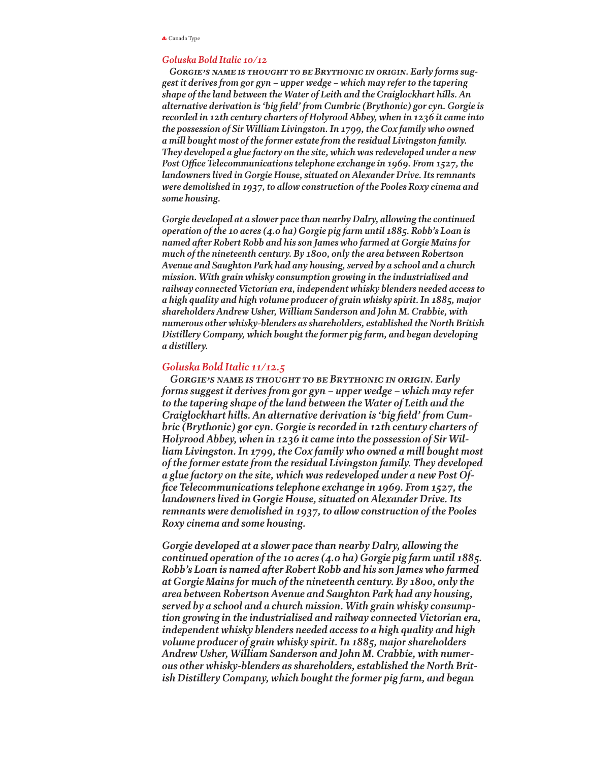## *Goluska Bold Italic 10/12*

***Gorgie's name is thought to be Brythonic in origin.** Early forms suggest it derives from gor gyn – upper wedge – which may refer to the tapering shape of the land between the Water of Leith and the Craiglockhart hills. An alternative derivation is 'big field' from Cumbric (Brythonic) gor cyn. Gorgie is recorded in 12th century charters of Holyrood Abbey, when in 1236 it came into the possession of Sir William Livingston. In 1799, the Cox family who owned a mill bought most of the former estate from the residual Livingston family. They developed a glue factory on the site, which was redeveloped under a new Post Office Telecommunications telephone exchange in 1969. From 1527, the landowners lived in Gorgie House, situated on Alexander Drive. Its remnants were demolished in 1937, to allow construction of the Pooles Roxy cinema and some housing.*

***Gorgie developed at a slower pace than nearby Dalry, allowing the continued operation of the 10 acres (4.0 ha) Gorgie pig farm until 1885. Robb's Loan is named after Robert Robb and his son James who farmed at Gorgie Mains for much of the nineteenth century. By 1800, only the area between Robertson Avenue and Saughton Park had any housing, served by a school and a church mission. With grain whisky consumption growing in the industrialised and railway connected Victorian era, independent whisky blenders needed access to a high quality and high volume producer of grain whisky spirit. In 1885, major shareholders Andrew Usher, William Sanderson and John M. Crabbie, with numerous other whisky-blenders as shareholders, established the North British Distillery Company, which bought the former pig farm, and began developing a distillery.***

## *Goluska Bold Italic 11/12.5*

***Gorgie's name is thought to be Brythonic in origin. Early forms suggest it derives from gor gyn – upper wedge – which may refer to the tapering shape of the land between the Water of Leith and the Craiglockhart hills. An alternative derivation is 'big field' from Cumbric (Brythonic) gor cyn. Gorgie is recorded in 12th century charters of Holyrood Abbey, when in 1236 it came into the possession of Sir William Livingston. In 1799, the Cox family who owned a mill bought most of the former estate from the residual Livingston family. They developed a glue factory on the site, which was redeveloped under a new Post Office Telecommunications telephone exchange in 1969. From 1527, the landowners lived in Gorgie House, situated on Alexander Drive. Its remnants were demolished in 1937, to allow construction of the Pooles Roxy cinema and some housing.***

***Gorgie developed at a slower pace than nearby Dalry, allowing the continued operation of the 10 acres (4.0 ha) Gorgie pig farm until 1885. Robb's Loan is named after Robert Robb and his son James who farmed at Gorgie Mains for much of the nineteenth century. By 1800, only the area between Robertson Avenue and Saughton Park had any housing, served by a school and a church mission. With grain whisky consumption growing in the industrialised and railway connected Victorian era, independent whisky blenders needed access to a high quality and high volume producer of grain whisky spirit. In 1885, major shareholders Andrew Usher, William Sanderson and John M. Crabbie, with numerous other whisky-blenders as shareholders, established the North British Distillery Company, which bought the former pig farm, and began***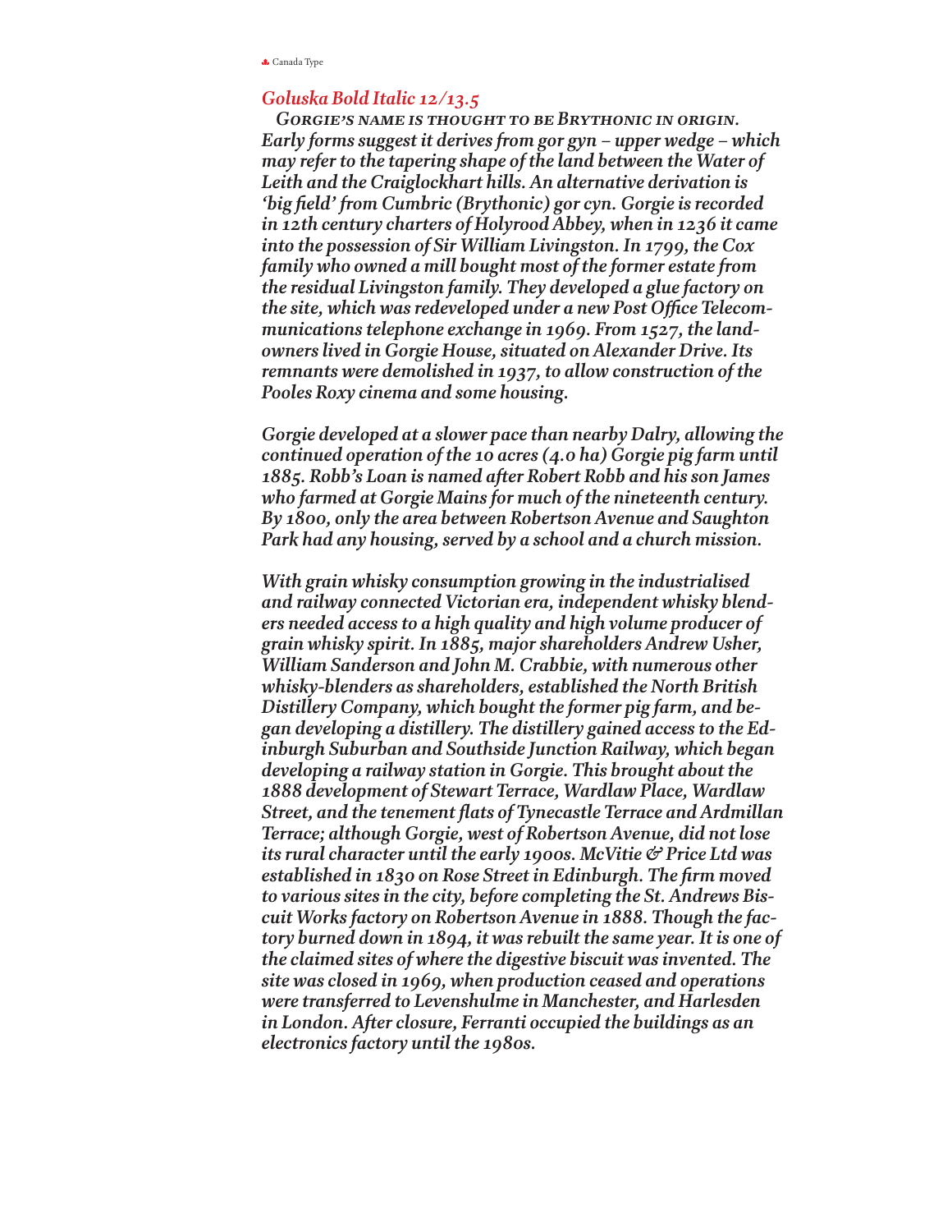## *Goluska Bold Italic 12/13.5*

***Gorgie's name is thought to be Brythonic in origin. Early forms suggest it derives from gor gyn – upper wedge – which may refer to the tapering shape of the land between the Water of Leith and the Craiglockhart hills. An alternative derivation is 'big field' from Cumbric (Brythonic) gor cyn. Gorgie is recorded in 12th century charters of Holyrood Abbey, when in 1236 it came into the possession of Sir William Livingston. In 1799, the Cox family who owned a mill bought most of the former estate from the residual Livingston family. They developed a glue factory on the site, which was redeveloped under a new Post Office Telecommunications telephone exchange in 1969. From 1527, the landowners lived in Gorgie House, situated on Alexander Drive. Its remnants were demolished in 1937, to allow construction of the Pooles Roxy cinema and some housing.***

***Gorgie developed at a slower pace than nearby Dalry, allowing the continued operation of the 10 acres (4.0 ha) Gorgie pig farm until 1885. Robb's Loan is named after Robert Robb and his son James who farmed at Gorgie Mains for much of the nineteenth century. By 1800, only the area between Robertson Avenue and Saughton Park had any housing, served by a school and a church mission.***

***With grain whisky consumption growing in the industrialised and railway connected Victorian era, independent whisky blenders needed access to a high quality and high volume producer of grain whisky spirit. In 1885, major shareholders Andrew Usher, William Sanderson and John M. Crabbie, with numerous other whisky-blenders as shareholders, established the North British Distillery Company, which bought the former pig farm, and began developing a distillery. The distillery gained access to the Edinburgh Suburban and Southside Junction Railway, which began developing a railway station in Gorgie. This brought about the 1888 development of Stewart Terrace, Wardlaw Place, Wardlaw Street, and the tenement flats of Tynecastle Terrace and Ardmillan Terrace; although Gorgie, west of Robertson Avenue, did not lose its rural character until the early 1900s. McVitie & Price Ltd was established in 1830 on Rose Street in Edinburgh. The firm moved to various sites in the city, before completing the St. Andrews Biscuit Works factory on Robertson Avenue in 1888. Though the factory burned down in 1894, it was rebuilt the same year. It is one of the claimed sites of where the digestive biscuit was invented. The site was closed in 1969, when production ceased and operations were transferred to Levenshulme in Manchester, and Harlesden in London. After closure, Ferranti occupied the buildings as an electronics factory until the 1980s.***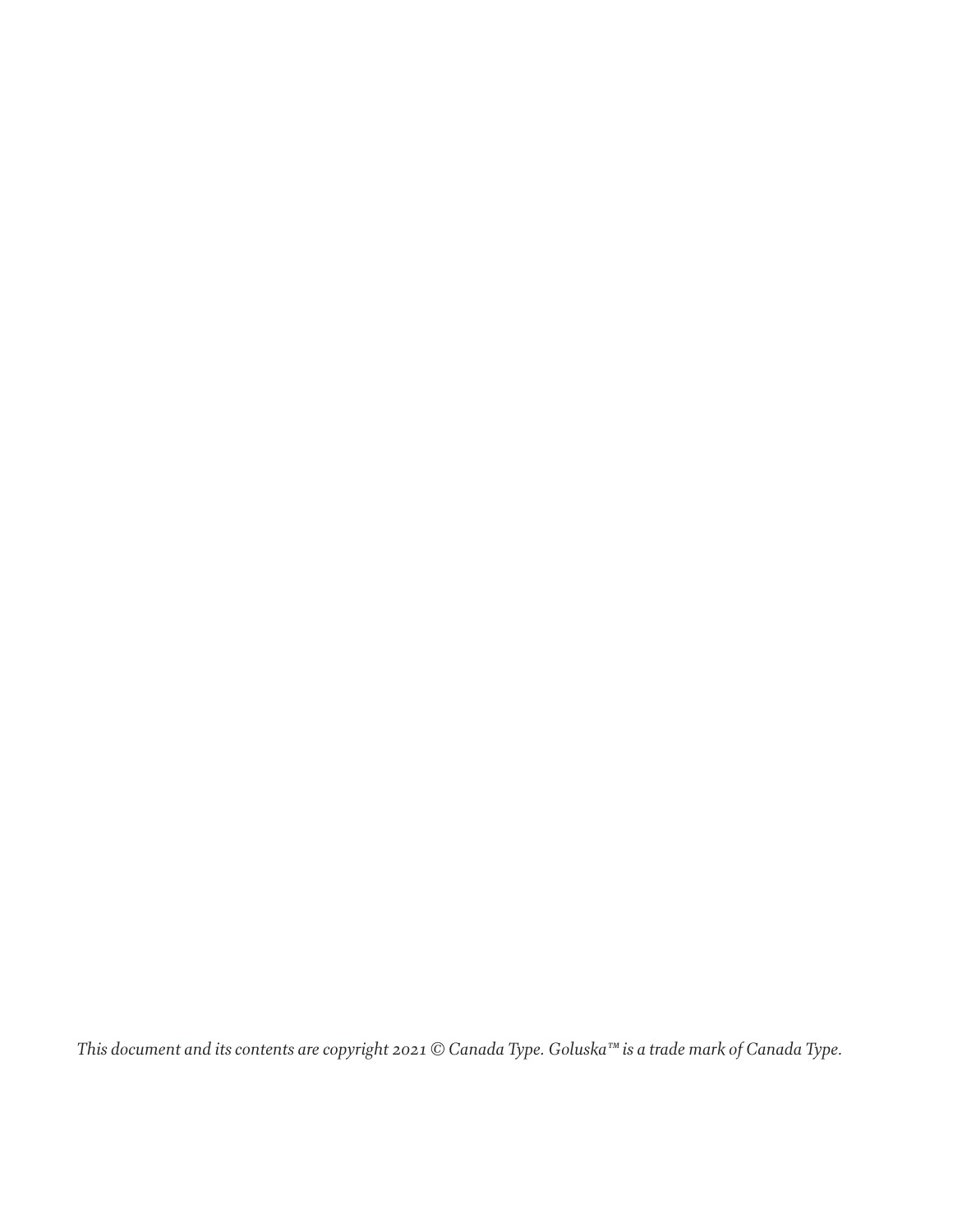*This document and its contents are copyright 2021 © Canada Type. Goluska™ is a trade mark of Canada Type.*